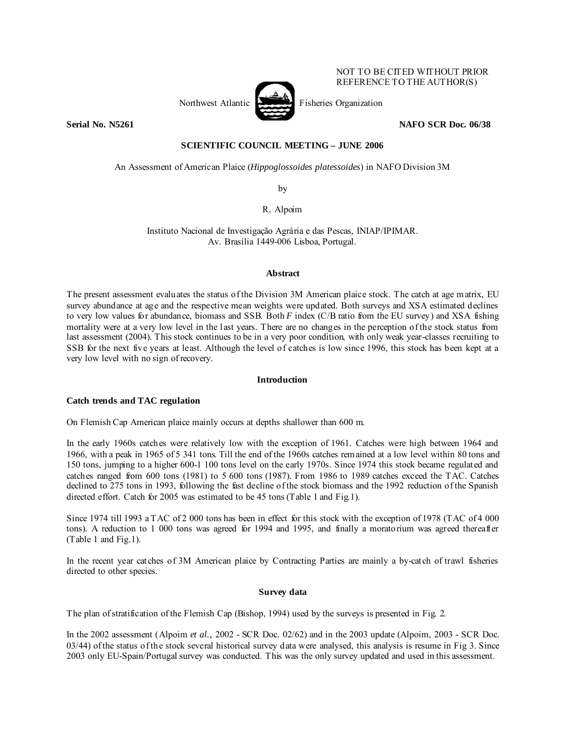NOT TO BE CITED WITHOUT PRIOR REFERENCE TO THE AUTHOR(S)

Northwest Atlantic Fisheries Organization

**Serial No. N5261** **NAFO SCR Doc. 06/38**

**SCIENTIFIC COUNCIL MEETING – JUNE 2006**

An Assessment of American Plaice (*Hippoglossoides platessoides*) in NAFO Division 3M

by

R. Alpoim

Instituto Nacional de Investigação Agrária e das Pescas, INIAP/IPIMAR.
Av. Brasília 1449-006 Lisboa, Portugal.

## Abstract

The present assessment evaluates the status of the Division 3M American plaice stock. The catch at age matrix, EU survey abundance at age and the respective mean weights were updated. Both surveys and XSA estimated declines to very low values for abundance, biomass and SSB. Both *F* index (C/B ratio from the EU survey) and XSA fishing mortality were at a very low level in the last years. There are no changes in the perception of the stock status from last assessment (2004). This stock continues to be in a very poor condition, with only weak year-classes recruiting to SSB for the next five years at least. Although the level of catches is low since 1996, this stock has been kept at a very low level with no sign of recovery.

## Introduction

### Catch trends and TAC regulation

On Flemish Cap American plaice mainly occurs at depths shallower than 600 m.

In the early 1960s catches were relatively low with the exception of 1961. Catches were high between 1964 and 1966, with a peak in 1965 of 5 341 tons. Till the end of the 1960s catches remained at a low level within 80 tons and 150 tons, jumping to a higher 600-1 100 tons level on the early 1970s. Since 1974 this stock became regulated and catches ranged from 600 tons (1981) to 5 600 tons (1987). From 1986 to 1989 catches exceed the TAC. Catches declined to 275 tons in 1993, following the fast decline of the stock biomass and the 1992 reduction of the Spanish directed effort. Catch for 2005 was estimated to be 45 tons (Table 1 and Fig.1).

Since 1974 till 1993 a TAC of 2 000 tons has been in effect for this stock with the exception of 1978 (TAC of 4 000 tons). A reduction to 1 000 tons was agreed for 1994 and 1995, and finally a moratorium was agreed thereafter (Table 1 and Fig.1).

In the recent year catches of 3M American plaice by Contracting Parties are mainly a by-catch of trawl fisheries directed to other species.

## Survey data

The plan of stratification of the Flemish Cap (Bishop, 1994) used by the surveys is presented in Fig. 2.

In the 2002 assessment (Alpoim *et al.,* 2002 - SCR Doc. 02/62) and in the 2003 update (Alpoim, 2003 - SCR Doc. 03/44) of the status of the stock several historical survey data were analysed, this analysis is resume in Fig 3. Since 2003 only EU-Spain/Portugal survey was conducted. This was the only survey updated and used in this assessment.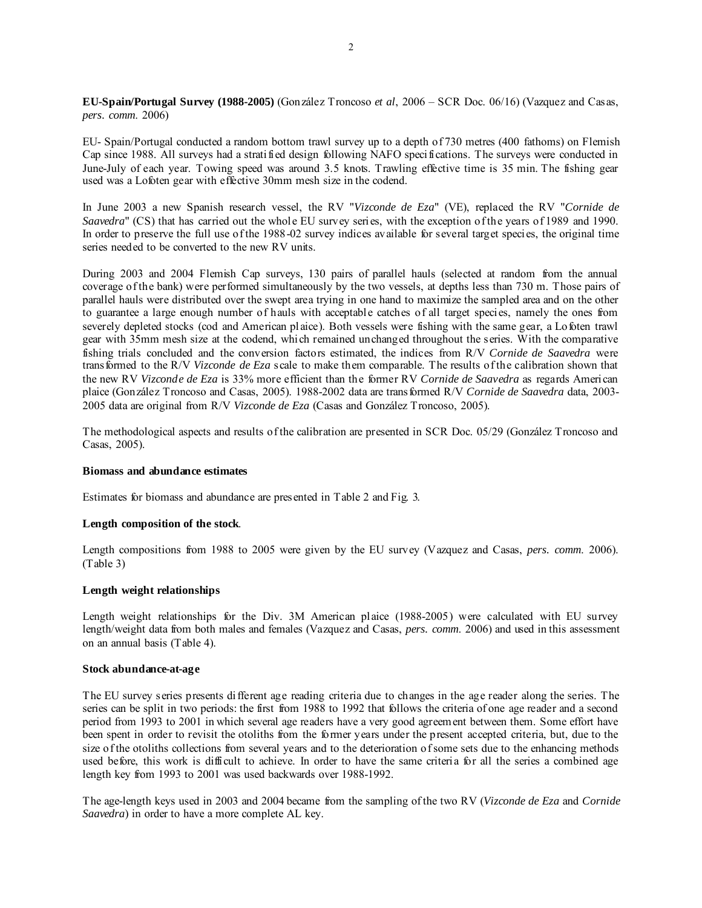**EU-Spain/Portugal Survey (1988-2005)** (González Troncoso *et al*, 2006 – SCR Doc. 06/16) (Vazquez and Casas, *pers. comm.* 2006)

EU- Spain/Portugal conducted a random bottom trawl survey up to a depth of 730 metres (400 fathoms) on Flemish Cap since 1988. All surveys had a stratified design following NAFO specifications. The surveys were conducted in June-July of each year. Towing speed was around 3.5 knots. Trawling effective time is 35 min. The fishing gear used was a Lofoten gear with effective 30mm mesh size in the codend.

In June 2003 a new Spanish research vessel, the RV "*Vizconde de Eza*" (VE), replaced the RV "*Cornide de Saavedra*" (CS) that has carried out the whole EU survey series, with the exception of the years of 1989 and 1990. In order to preserve the full use of the 1988-02 survey indices available for several target species, the original time series needed to be converted to the new RV units.

During 2003 and 2004 Flemish Cap surveys, 130 pairs of parallel hauls (selected at random from the annual coverage of the bank) were performed simultaneously by the two vessels, at depths less than 730 m. Those pairs of parallel hauls were distributed over the swept area trying in one hand to maximize the sampled area and on the other to guarantee a large enough number of hauls with acceptable catches of all target species, namely the ones from severely depleted stocks (cod and American plaice). Both vessels were fishing with the same gear, a Lofoten trawl gear with 35mm mesh size at the codend, which remained unchanged throughout the series. With the comparative fishing trials concluded and the conversion factors estimated, the indices from R/V *Cornide de Saavedra* were transformed to the R/V *Vizconde de Eza* scale to make them comparable. The results of the calibration shown that the new RV *Vizconde de Eza* is 33% more efficient than the former RV *Cornide de Saavedra* as regards American plaice (González Troncoso and Casas, 2005). 1988-2002 data are transformed R/V *Cornide de Saavedra* data, 2003-2005 data are original from R/V *Vizconde de Eza* (Casas and González Troncoso, 2005).

The methodological aspects and results of the calibration are presented in SCR Doc. 05/29 (González Troncoso and Casas, 2005).

**Biomass and abundance estimates**

Estimates for biomass and abundance are presented in Table 2 and Fig. 3.

**Length composition of the stock**.

Length compositions from 1988 to 2005 were given by the EU survey (Vazquez and Casas, *pers. comm.* 2006). (Table 3)

**Length weight relationships**

Length weight relationships for the Div. 3M American plaice (1988-2005) were calculated with EU survey length/weight data from both males and females (Vazquez and Casas, *pers. comm.* 2006) and used in this assessment on an annual basis (Table 4).

**Stock abundance-at-age**

The EU survey series presents different age reading criteria due to changes in the age reader along the series. The series can be split in two periods: the first from 1988 to 1992 that follows the criteria of one age reader and a second period from 1993 to 2001 in which several age readers have a very good agreement between them. Some effort have been spent in order to revisit the otoliths from the former years under the present accepted criteria, but, due to the size of the otoliths collections from several years and to the deterioration of some sets due to the enhancing methods used before, this work is difficult to achieve. In order to have the same criteria for all the series a combined age length key from 1993 to 2001 was used backwards over 1988-1992.

The age-length keys used in 2003 and 2004 became from the sampling of the two RV (*Vizconde de Eza* and *Cornide Saavedra*) in order to have a more complete AL key.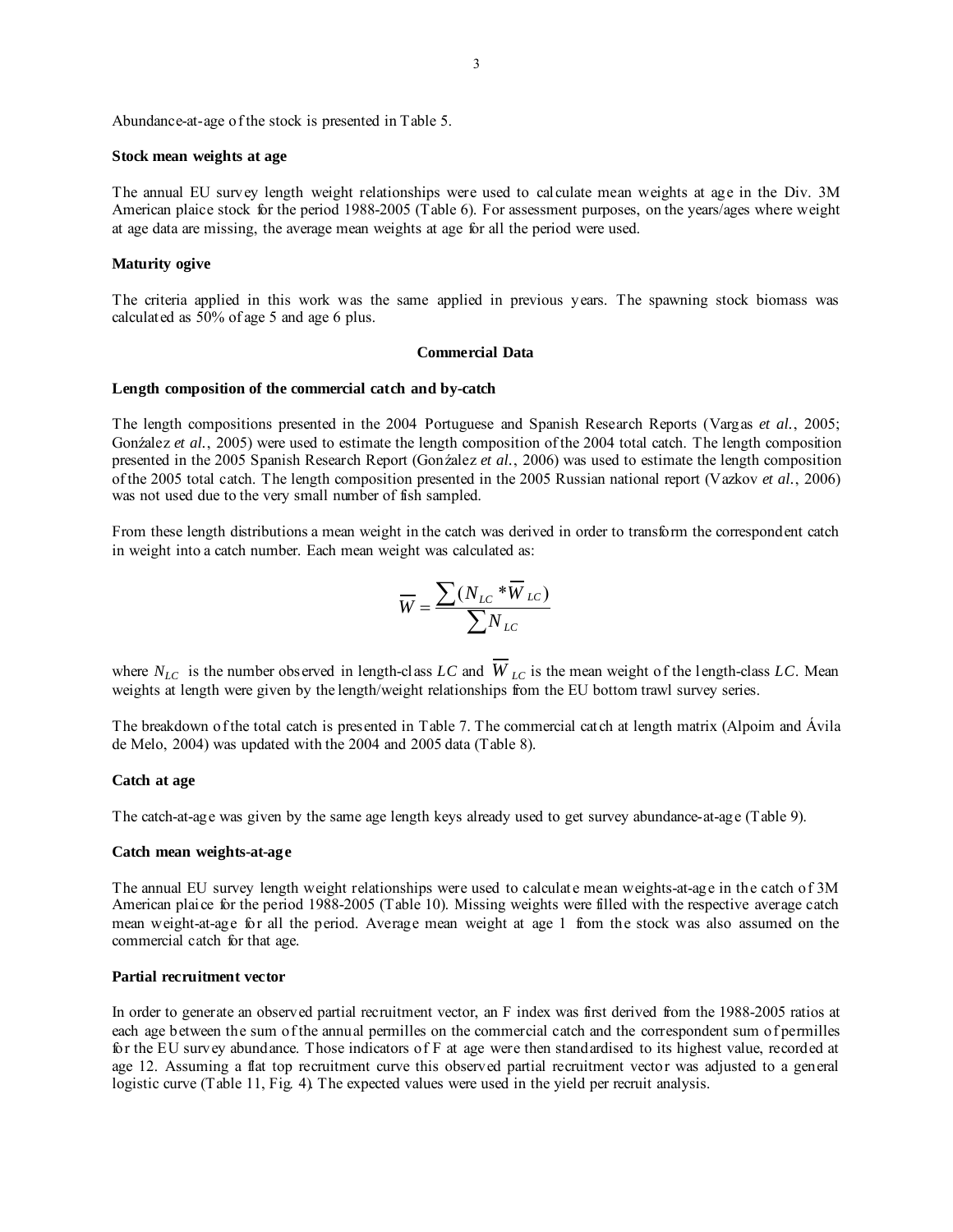Abundance-at-age of the stock is presented in Table 5.

**Stock mean weights at age**

The annual EU survey length weight relationships were used to calculate mean weights at age in the Div. 3M American plaice stock for the period 1988-2005 (Table 6). For assessment purposes, on the years/ages where weight at age data are missing, the average mean weights at age for all the period were used.

**Maturity ogive**

The criteria applied in this work was the same applied in previous years. The spawning stock biomass was calculated as 50% of age 5 and age 6 plus.

## Commercial Data

**Length composition of the commercial catch and by-catch**

The length compositions presented in the 2004 Portuguese and Spanish Research Reports (Vargas *et al.*, 2005; Gonźalez *et al.*, 2005) were used to estimate the length composition of the 2004 total catch. The length composition presented in the 2005 Spanish Research Report (Gonźalez *et al.*, 2006) was used to estimate the length composition of the 2005 total catch. The length composition presented in the 2005 Russian national report (Vazkov *et al.*, 2006) was not used due to the very small number of fish sampled.

From these length distributions a mean weight in the catch was derived in order to transform the correspondent catch in weight into a catch number. Each mean weight was calculated as:

$$\overline{W} = \frac{\sum (N_{LC} * \overline{W}_{LC})}{\sum N_{LC}}$$

where $N_{LC}$ is the number observed in length-class $LC$ and $\overline{W}_{LC}$ is the mean weight of the length-class $LC$. Mean weights at length were given by the length/weight relationships from the EU bottom trawl survey series.

The breakdown of the total catch is presented in Table 7. The commercial catch at length matrix (Alpoim and Ávila de Melo, 2004) was updated with the 2004 and 2005 data (Table 8).

**Catch at age**

The catch-at-age was given by the same age length keys already used to get survey abundance-at-age (Table 9).

**Catch mean weights-at-age**

The annual EU survey length weight relationships were used to calculate mean weights-at-age in the catch of 3M American plaice for the period 1988-2005 (Table 10). Missing weights were filled with the respective average catch mean weight-at-age for all the period. Average mean weight at age 1 from the stock was also assumed on the commercial catch for that age.

**Partial recruitment vector**

In order to generate an observed partial recruitment vector, an F index was first derived from the 1988-2005 ratios at each age between the sum of the annual permilles on the commercial catch and the correspondent sum of permilles for the EU survey abundance. Those indicators of F at age were then standardised to its highest value, recorded at age 12. Assuming a flat top recruitment curve this observed partial recruitment vector was adjusted to a general logistic curve (Table 11, Fig. 4). The expected values were used in the yield per recruit analysis.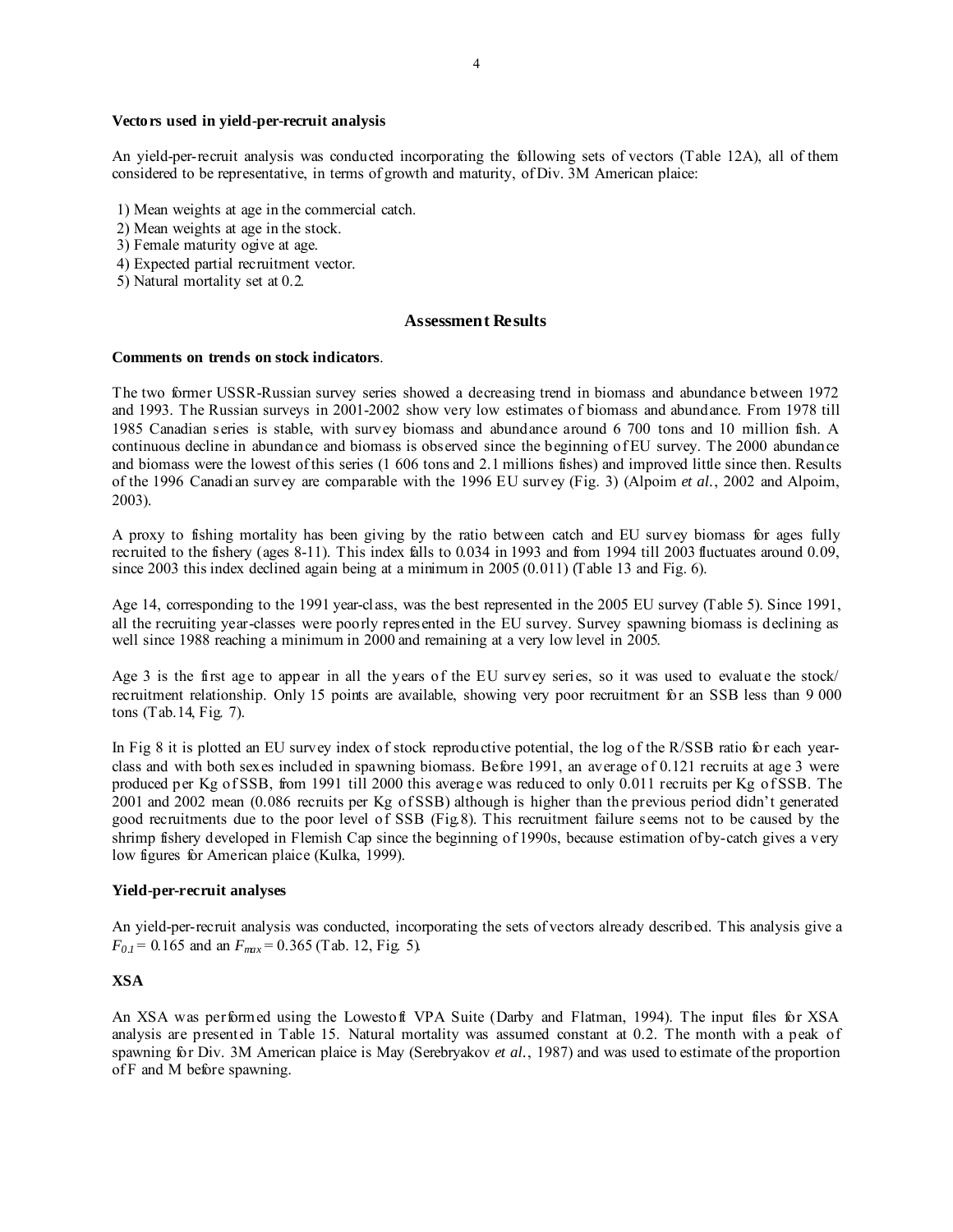**Vectors used in yield-per-recruit analysis**

An yield-per-recruit analysis was conducted incorporating the following sets of vectors (Table 12A), all of them considered to be representative, in terms of growth and maturity, of Div. 3M American plaice:

1) Mean weights at age in the commercial catch.
2) Mean weights at age in the stock.
3) Female maturity ogive at age.
4) Expected partial recruitment vector.
5) Natural mortality set at 0.2.

## Assessment Results

**Comments on trends on stock indicators**.

The two former USSR-Russian survey series showed a decreasing trend in biomass and abundance between 1972 and 1993. The Russian surveys in 2001-2002 show very low estimates of biomass and abundance. From 1978 till 1985 Canadian series is stable, with survey biomass and abundance around 6 700 tons and 10 million fish. A continuous decline in abundance and biomass is observed since the beginning of EU survey. The 2000 abundance and biomass were the lowest of this series (1 606 tons and 2.1 millions fishes) and improved little since then. Results of the 1996 Canadian survey are comparable with the 1996 EU survey (Fig. 3) (Alpoim *et al.*, 2002 and Alpoim, 2003).

A proxy to fishing mortality has been giving by the ratio between catch and EU survey biomass for ages fully recruited to the fishery (ages 8-11). This index falls to 0.034 in 1993 and from 1994 till 2003 fluctuates around 0.09, since 2003 this index declined again being at a minimum in 2005 (0.011) (Table 13 and Fig. 6).

Age 14, corresponding to the 1991 year-class, was the best represented in the 2005 EU survey (Table 5). Since 1991, all the recruiting year-classes were poorly represented in the EU survey. Survey spawning biomass is declining as well since 1988 reaching a minimum in 2000 and remaining at a very low level in 2005.

Age 3 is the first age to appear in all the years of the EU survey series, so it was used to evaluate the stock/ recruitment relationship. Only 15 points are available, showing very poor recruitment for an SSB less than 9 000 tons (Tab.14, Fig. 7).

In Fig 8 it is plotted an EU survey index of stock reproductive potential, the log of the R/SSB ratio for each year-class and with both sexes included in spawning biomass. Before 1991, an average of 0.121 recruits at age 3 were produced per Kg of SSB, from 1991 till 2000 this average was reduced to only 0.011 recruits per Kg of SSB. The 2001 and 2002 mean (0.086 recruits per Kg of SSB) although is higher than the previous period didn't generated good recruitments due to the poor level of SSB (Fig.8). This recruitment failure seems not to be caused by the shrimp fishery developed in Flemish Cap since the beginning of 1990s, because estimation of by-catch gives a very low figures for American plaice (Kulka, 1999).

**Yield-per-recruit analyses**

An yield-per-recruit analysis was conducted, incorporating the sets of vectors already described. This analysis give a $F_{0.1}$ = 0.165 and an $F_{max}$ = 0.365 (Tab. 12, Fig. 5).

**XSA**

An XSA was performed using the Lowestoft VPA Suite (Darby and Flatman, 1994). The input files for XSA analysis are presented in Table 15. Natural mortality was assumed constant at 0.2. The month with a peak of spawning for Div. 3M American plaice is May (Serebryakov *et al.*, 1987) and was used to estimate of the proportion of F and M before spawning.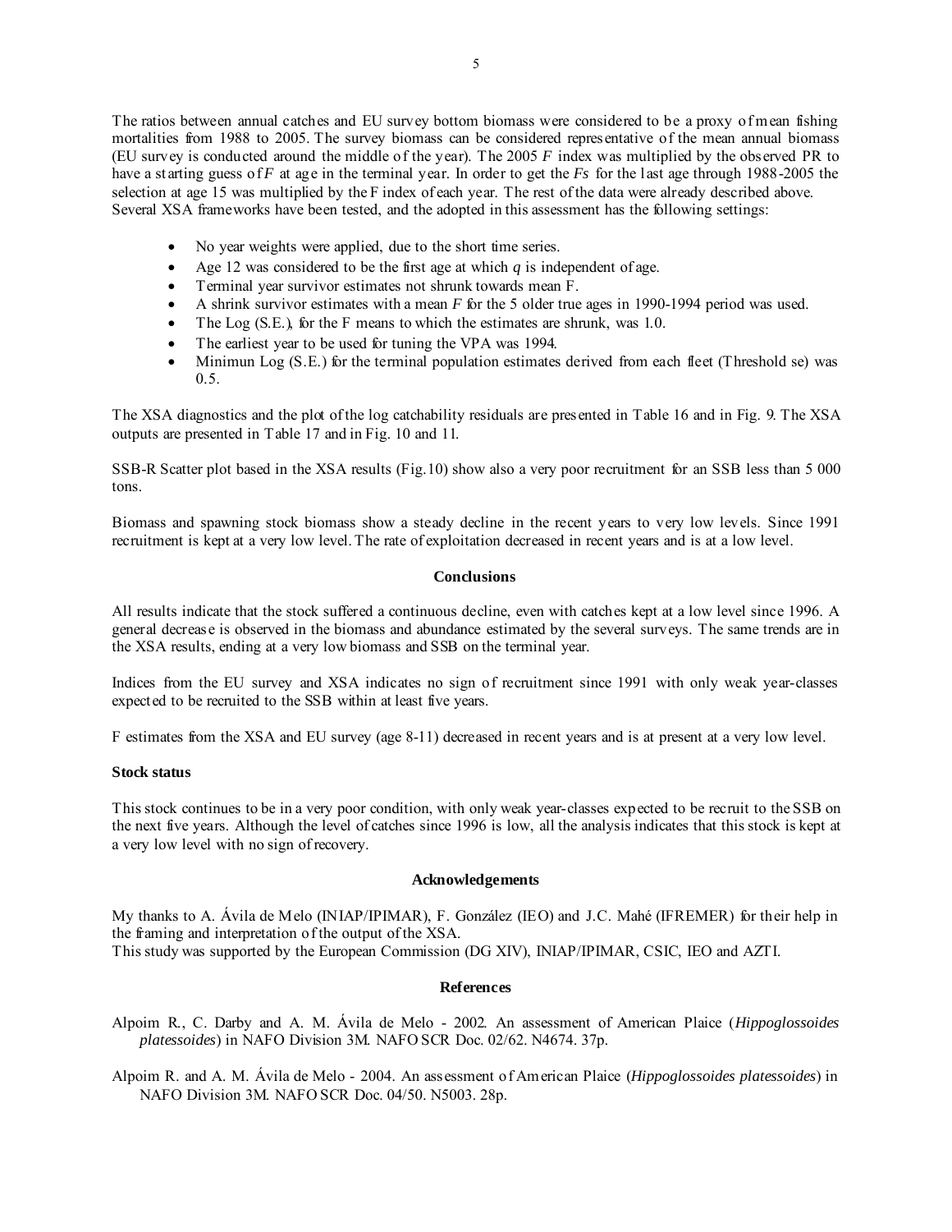The ratios between annual catches and EU survey bottom biomass were considered to be a proxy of mean fishing mortalities from 1988 to 2005. The survey biomass can be considered representative of the mean annual biomass (EU survey is conducted around the middle of the year). The 2005 *F* index was multiplied by the observed PR to have a starting guess of *F* at age in the terminal year. In order to get the *Fs* for the last age through 1988-2005 the selection at age 15 was multiplied by the F index of each year. The rest of the data were already described above. Several XSA frameworks have been tested, and the adopted in this assessment has the following settings:

- No year weights were applied, due to the short time series.
- Age 12 was considered to be the first age at which *q* is independent of age.
- Terminal year survivor estimates not shrunk towards mean F.
- A shrink survivor estimates with a mean *F* for the 5 older true ages in 1990-1994 period was used.
- The Log (S.E.), for the F means to which the estimates are shrunk, was 1.0.
- The earliest year to be used for tuning the VPA was 1994.
- Minimun Log (S.E.) for the terminal population estimates derived from each fleet (Threshold se) was 0.5.

The XSA diagnostics and the plot of the log catchability residuals are presented in Table 16 and in Fig. 9. The XSA outputs are presented in Table 17 and in Fig. 10 and 11.

SSB-R Scatter plot based in the XSA results (Fig.10) show also a very poor recruitment for an SSB less than 5 000 tons.

Biomass and spawning stock biomass show a steady decline in the recent years to very low levels. Since 1991 recruitment is kept at a very low level. The rate of exploitation decreased in recent years and is at a low level.

## Conclusions

All results indicate that the stock suffered a continuous decline, even with catches kept at a low level since 1996. A general decrease is observed in the biomass and abundance estimated by the several surveys. The same trends are in the XSA results, ending at a very low biomass and SSB on the terminal year.

Indices from the EU survey and XSA indicates no sign of recruitment since 1991 with only weak year-classes expected to be recruited to the SSB within at least five years.

F estimates from the XSA and EU survey (age 8-11) decreased in recent years and is at present at a very low level.

### Stock status

This stock continues to be in a very poor condition, with only weak year-classes expected to be recruit to the SSB on the next five years. Although the level of catches since 1996 is low, all the analysis indicates that this stock is kept at a very low level with no sign of recovery.

## Acknowledgements

My thanks to A. Ávila de Melo (INIAP/IPIMAR), F. González (IEO) and J.C. Mahé (IFREMER) for their help in the framing and interpretation of the output of the XSA.
This study was supported by the European Commission (DG XIV), INIAP/IPIMAR, CSIC, IEO and AZTI.

## References

Alpoim R., C. Darby and A. M. Ávila de Melo - 2002. An assessment of American Plaice (*Hippoglossoides platessoides*) in NAFO Division 3M. NAFO SCR Doc. 02/62. N4674. 37p.

Alpoim R. and A. M. Ávila de Melo - 2004. An assessment of American Plaice (*Hippoglossoides platessoides*) in NAFO Division 3M. NAFO SCR Doc. 04/50. N5003. 28p.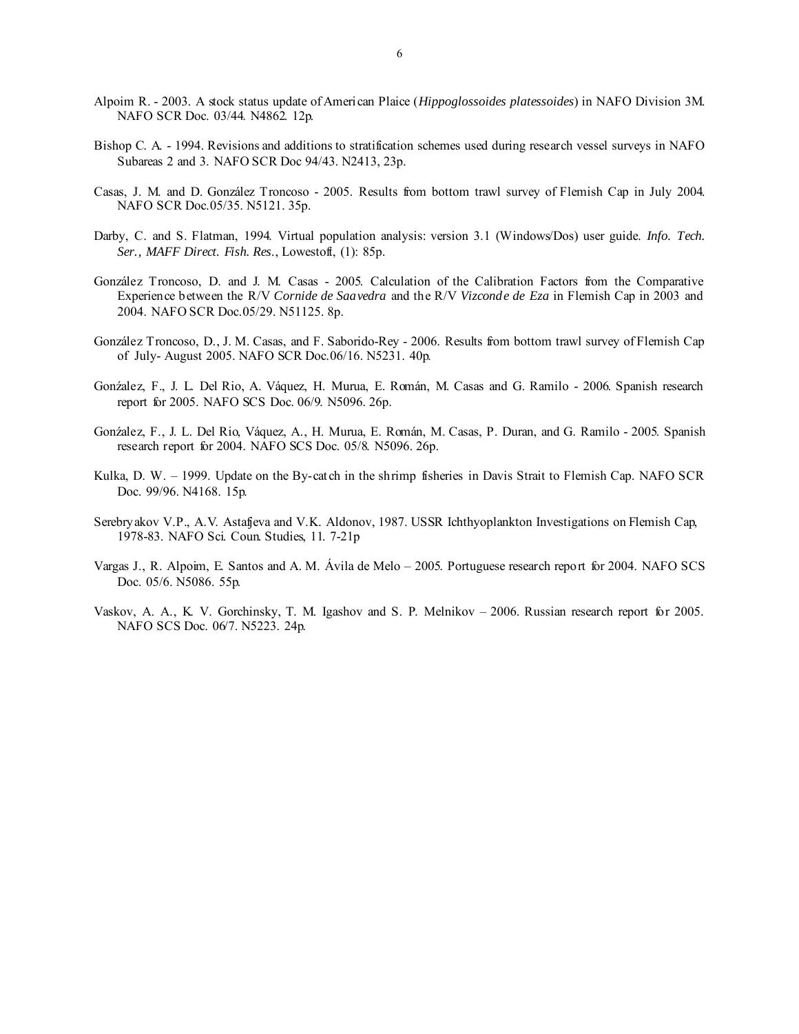Alpoim R. - 2003. A stock status update of American Plaice (*Hippoglossoides platessoides*) in NAFO Division 3M. NAFO SCR Doc. 03/44. N4862. 12p.

Bishop C. A. - 1994. Revisions and additions to stratification schemes used during research vessel surveys in NAFO Subareas 2 and 3. NAFO SCR Doc 94/43. N2413, 23p.

Casas, J. M. and D. González Troncoso - 2005. Results from bottom trawl survey of Flemish Cap in July 2004. NAFO SCR Doc.05/35. N5121. 35p.

Darby, C. and S. Flatman, 1994. Virtual population analysis: version 3.1 (Windows/Dos) user guide. *Info. Tech. Ser., MAFF Direct. Fish. Res.*, Lowestoft, (1): 85p.

González Troncoso, D. and J. M. Casas - 2005. Calculation of the Calibration Factors from the Comparative Experience between the R/V *Cornide de Saavedra* and the R/V *Vizconde de Eza* in Flemish Cap in 2003 and 2004. NAFO SCR Doc.05/29. N51125. 8p.

González Troncoso, D., J. M. Casas, and F. Saborido-Rey - 2006. Results from bottom trawl survey of Flemish Cap of July- August 2005. NAFO SCR Doc.06/16. N5231. 40p.

Gonźalez, F., J. L. Del Rio, A. Váquez, H. Murua, E. Román, M. Casas and G. Ramilo - 2006. Spanish research report for 2005. NAFO SCS Doc. 06/9. N5096. 26p.

Gonźalez, F., J. L. Del Rio, Váquez, A., H. Murua, E. Román, M. Casas, P. Duran, and G. Ramilo - 2005. Spanish research report for 2004. NAFO SCS Doc. 05/8. N5096. 26p.

Kulka, D. W. – 1999. Update on the By-catch in the shrimp fisheries in Davis Strait to Flemish Cap. NAFO SCR Doc. 99/96. N4168. 15p.

Serebryakov V.P., A.V. Astafjeva and V.K. Aldonov, 1987. USSR Ichthyoplankton Investigations on Flemish Cap, 1978-83. NAFO Sci. Coun. Studies, 11. 7-21p

Vargas J., R. Alpoim, E. Santos and A. M. Ávila de Melo – 2005. Portuguese research report for 2004. NAFO SCS Doc. 05/6. N5086. 55p.

Vaskov, A. A., K. V. Gorchinsky, T. M. Igashov and S. P. Melnikov – 2006. Russian research report for 2005. NAFO SCS Doc. 06/7. N5223. 24p.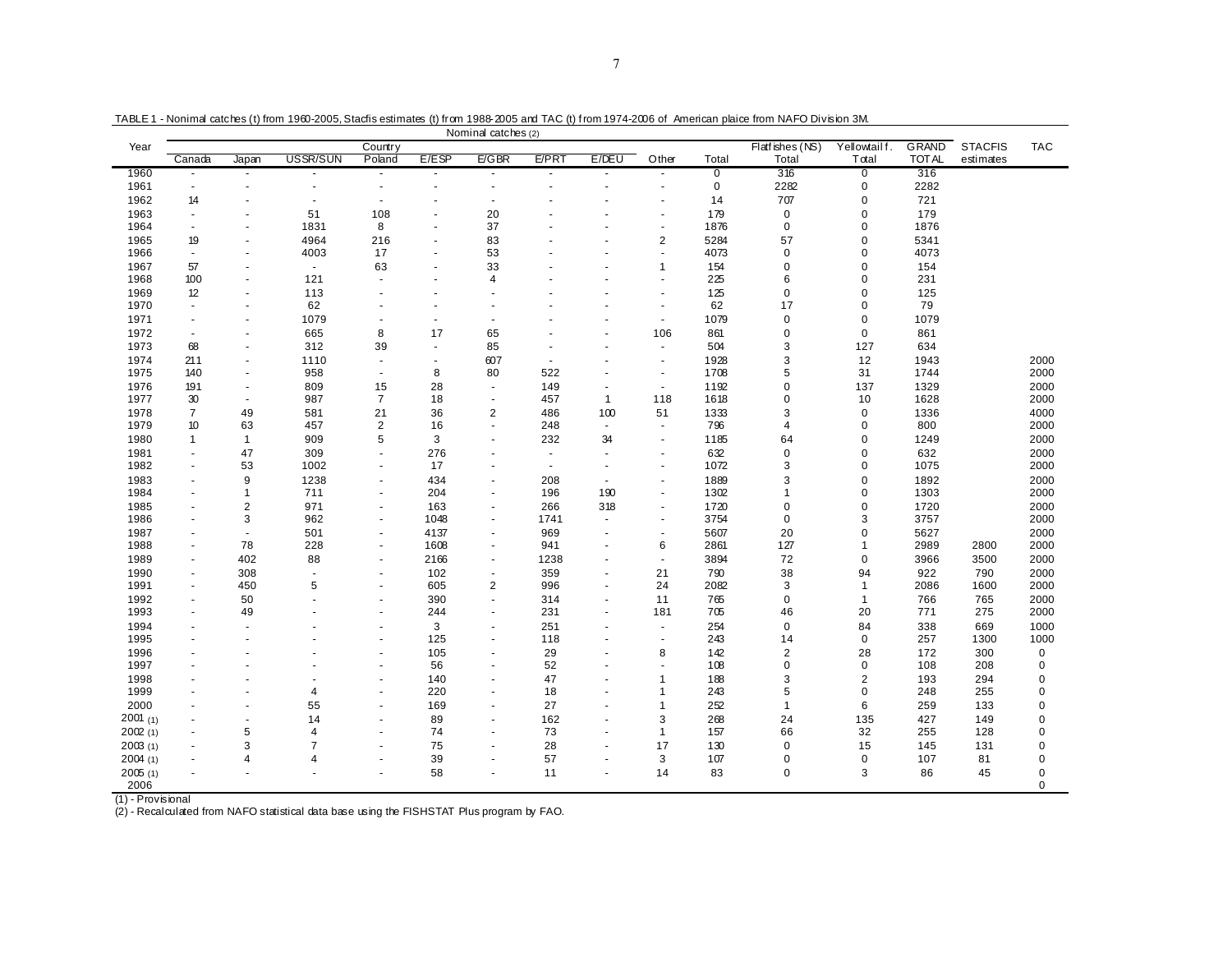TABLE 1 - Nonimal catches (t) from 1960-2005, Stacfis estimates (t) from 1988-2005 and TAC (t) from 1974-2006 of American plaice from NAFO Division 3M.

| Year | Nominal catches (2) | | | | | | | | | | | | | | |
|---|---|---|---|---|---|---|---|---|---|---|---|---|---|---|---|
| | Country | | | | | | | | | | Flatfishes (NS) | Yellowtail f. | GRAND | STACFIS | TAC |
| | Canada | Japan | USSR/SUN | Poland | E/ESP | E/GBR | E/PRT | E/DEU | Other | Total | Total | Total | TOTAL | estimates | |
| 1960 | - | - | - | - | - | - | - | - | - | 0 | 316 | 0 | 316 | | |
| 1961 | - | - | - | - | - | - | - | - | - | 0 | 2282 | 0 | 2282 | | |
| 1962 | 14 | - | - | - | - | - | - | - | - | 14 | 707 | 0 | 721 | | |
| 1963 | - | - | 51 | 108 | - | 20 | - | - | - | 179 | 0 | 0 | 179 | | |
| 1964 | - | - | 1831 | 8 | - | 37 | - | - | - | 1876 | 0 | 0 | 1876 | | |
| 1965 | 19 | - | 4964 | 216 | - | 83 | - | - | 2 | 5284 | 57 | 0 | 5341 | | |
| 1966 | - | - | 4003 | 17 | - | 53 | - | - | - | 4073 | 0 | 0 | 4073 | | |
| 1967 | 57 | - | - | 63 | - | 33 | - | - | 1 | 154 | 0 | 0 | 154 | | |
| 1968 | 100 | - | 121 | - | - | 4 | - | - | - | 225 | 6 | 0 | 231 | | |
| 1969 | 12 | - | 113 | - | - | - | - | - | - | 125 | 0 | 0 | 125 | | |
| 1970 | - | - | 62 | - | - | - | - | - | - | 62 | 17 | 0 | 79 | | |
| 1971 | - | - | 1079 | - | - | - | - | - | - | 1079 | 0 | 0 | 1079 | | |
| 1972 | - | - | 665 | 8 | 17 | 65 | - | - | 106 | 861 | 0 | 0 | 861 | | |
| 1973 | 68 | - | 312 | 39 | - | 85 | - | - | - | 504 | 3 | 127 | 634 | | |
| 1974 | 211 | - | 1110 | - | - | 607 | - | - | - | 1928 | 3 | 12 | 1943 | | 2000 |
| 1975 | 140 | - | 958 | - | 8 | 80 | 522 | - | - | 1708 | 5 | 31 | 1744 | | 2000 |
| 1976 | 191 | - | 809 | 15 | 28 | - | 149 | - | - | 1192 | 0 | 137 | 1329 | | 2000 |
| 1977 | 30 | - | 987 | 7 | 18 | - | 457 | 1 | 118 | 1618 | 0 | 10 | 1628 | | 2000 |
| 1978 | 7 | 49 | 581 | 21 | 36 | 2 | 486 | 100 | 51 | 1333 | 3 | 0 | 1336 | | 4000 |
| 1979 | 10 | 63 | 457 | 2 | 16 | - | 248 | - | - | 796 | 4 | 0 | 800 | | 2000 |
| 1980 | 1 | 1 | 909 | 5 | 3 | - | 232 | 34 | - | 1185 | 64 | 0 | 1249 | | 2000 |
| 1981 | - | 47 | 309 | - | 276 | - | - | - | - | 632 | 0 | 0 | 632 | | 2000 |
| 1982 | - | 53 | 1002 | - | 17 | - | - | - | - | 1072 | 3 | 0 | 1075 | | 2000 |
| 1983 | - | 9 | 1238 | - | 434 | - | 208 | - | - | 1889 | 3 | 0 | 1892 | | 2000 |
| 1984 | - | 1 | 711 | - | 204 | - | 196 | 190 | - | 1302 | 1 | 0 | 1303 | | 2000 |
| 1985 | - | 2 | 971 | - | 163 | - | 266 | 318 | - | 1720 | 0 | 0 | 1720 | | 2000 |
| 1986 | - | 3 | 962 | - | 1048 | - | 1741 | - | - | 3754 | 0 | 3 | 3757 | | 2000 |
| 1987 | - | - | 501 | - | 4137 | - | 969 | - | - | 5607 | 20 | 0 | 5627 | | 2000 |
| 1988 | - | 78 | 228 | - | 1608 | - | 941 | - | 6 | 2861 | 127 | 1 | 2989 | 2800 | 2000 |
| 1989 | - | 402 | 88 | - | 2166 | - | 1238 | - | - | 3894 | 72 | 0 | 3966 | 3500 | 2000 |
| 1990 | - | 308 | - | - | 102 | - | 359 | - | 21 | 790 | 38 | 94 | 922 | 790 | 2000 |
| 1991 | - | 450 | 5 | - | 605 | 2 | 996 | - | 24 | 2082 | 3 | 1 | 2086 | 1600 | 2000 |
| 1992 | - | 50 | - | - | 390 | - | 314 | - | 11 | 765 | 0 | 1 | 766 | 765 | 2000 |
| 1993 | - | 49 | - | - | 244 | - | 231 | - | 181 | 705 | 46 | 20 | 771 | 275 | 2000 |
| 1994 | - | - | - | - | 3 | - | 251 | - | - | 254 | 0 | 84 | 338 | 669 | 1000 |
| 1995 | - | - | - | - | 125 | - | 118 | - | - | 243 | 14 | 0 | 257 | 1300 | 1000 |
| 1996 | - | - | - | - | 105 | - | 29 | - | 8 | 142 | 2 | 28 | 172 | 300 | 0 |
| 1997 | - | - | - | - | 56 | - | 52 | - | - | 108 | 0 | 0 | 108 | 208 | 0 |
| 1998 | - | - | - | - | 140 | - | 47 | - | 1 | 188 | 3 | 2 | 193 | 294 | 0 |
| 1999 | - | - | 4 | - | 220 | - | 18 | - | 1 | 243 | 5 | 0 | 248 | 255 | 0 |
| 2000 | - | - | 55 | - | 169 | - | 27 | - | 1 | 252 | 1 | 6 | 259 | 133 | 0 |
| 2001 (1) | - | - | 14 | - | 89 | - | 162 | - | 3 | 268 | 24 | 135 | 427 | 149 | 0 |
| 2002 (1) | - | 5 | 4 | - | 74 | - | 73 | - | 1 | 157 | 66 | 32 | 255 | 128 | 0 |
| 2003 (1) | - | 3 | 7 | - | 75 | - | 28 | - | 17 | 130 | 0 | 15 | 145 | 131 | 0 |
| 2004 (1) | - | 4 | 4 | - | 39 | - | 57 | - | 3 | 107 | 0 | 0 | 107 | 81 | 0 |
| 2005 (1) | - | - | - | - | 58 | - | 11 | - | 14 | 83 | 0 | 3 | 86 | 45 | 0 |
| 2006 | | | | | | | | | | | | | | | 0 |

(1) - Provisional
(2) - Recalculated from NAFO statistical data base using the FISHSTAT Plus program by FAO.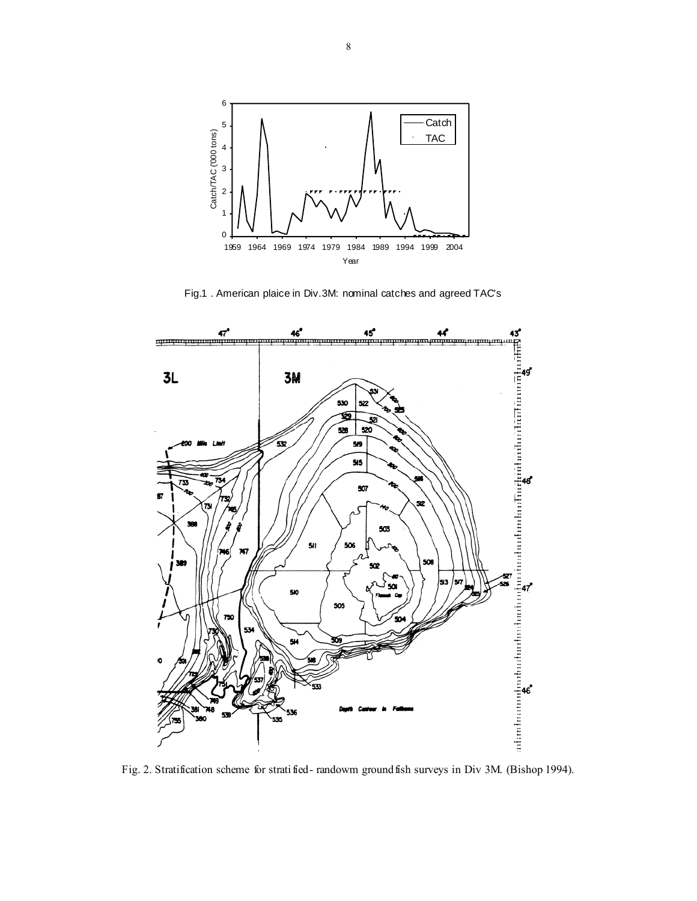Fig.1 . American plaice in Div.3M: nominal catches and agreed TAC's

Fig. 2. Stratification scheme for strati fied- randowm groundfish surveys in Div 3M. (Bishop 1994).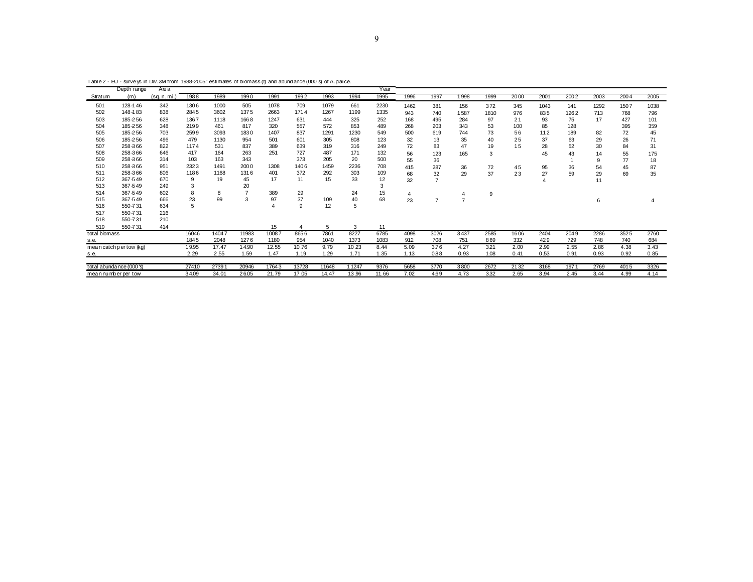Table 2 - EU - surveys in Div.3M from 1988-2005: estimates of biomass (t) and abundance (000's) of A. plaice.

| Stratum | Depth range (m) | Area (sq. n. mi.) | 1988 | 1989 | 1990 | 1991 | 1992 | 1993 | 1994 | 1995 | 1996 | 1997 | 1998 | 1999 | 2000 | 2001 | 2002 | 2003 | 2004 | 2005 |
|---|---|---|---|---|---|---|---|---|---|---|---|---|---|---|---|---|---|---|---|---|
| 501 | 128-146 | 342 | 1306 | 1000 | 505 | 1078 | 709 | 1079 | 661 | 2230 | 1462 | 381 | 156 | 372 | 345 | 1043 | 141 | 1292 | 1507 | 1038 |
| 502 | 148-183 | 838 | 2845 | 3602 | 1375 | 2663 | 1714 | 1267 | 1199 | 1335 | 943 | 740 | 1587 | 1810 | 976 | 835 | 1262 | 713 | 768 | 796 |
| 503 | 185-256 | 628 | 1367 | 1118 | 1668 | 1247 | 631 | 444 | 325 | 252 | 168 | 495 | 284 | 97 | 21 | 93 | 75 | 17 | 427 | 101 |
| 504 | 185-256 | 348 | 2199 | 461 | 817 | 320 | 557 | 572 | 853 | 489 | 268 | 203 | 343 | 53 | 100 | 85 | 128 | | 395 | 359 |
| 505 | 185-256 | 703 | 2599 | 3093 | 1830 | 1407 | 837 | 1291 | 1230 | 549 | 500 | 619 | 744 | 73 | 56 | 112 | 189 | 82 | 72 | 45 |
| 506 | 185-256 | 496 | 479 | 1130 | 954 | 501 | 601 | 305 | 808 | 123 | 32 | 13 | 35 | 40 | 25 | 37 | 63 | 29 | 26 | 71 |
| 507 | 258-366 | 822 | 1174 | 531 | 837 | 389 | 639 | 319 | 316 | 249 | 72 | 83 | 47 | 19 | 15 | 28 | 52 | 30 | 84 | 31 |
| 508 | 258-366 | 646 | 417 | 164 | 263 | 251 | 727 | 487 | 171 | 132 | 56 | 123 | 165 | 3 | | 45 | 43 | 14 | 55 | 175 |
| 509 | 258-366 | 314 | 103 | 163 | 343 | | 373 | 205 | 20 | 500 | 55 | 36 | | | | | 1 | 9 | 77 | 18 |
| 510 | 258-366 | 951 | 2323 | 1491 | 2000 | 1308 | 1406 | 1459 | 2236 | 708 | 415 | 287 | 36 | 72 | 45 | 95 | 36 | 54 | 45 | 87 |
| 511 | 258-366 | 806 | 1186 | 1168 | 1316 | 401 | 372 | 292 | 303 | 109 | 68 | 32 | 29 | 37 | 23 | 27 | 59 | 29 | 69 | 35 |
| 512 | 367-549 | 670 | 9 | 19 | 45 | 17 | 11 | 15 | 33 | 12 | 32 | 7 | | | | 4 | | 11 | | |
| 513 | 367-549 | 249 | 3 | | 20 | | | | | 3 | | | | | | | | | | |
| 514 | 367-549 | 602 | 8 | 8 | 7 | 389 | 29 | | 24 | 15 | 4 | | 4 | 9 | | | | | | |
| 515 | 367-549 | 666 | 23 | 99 | 3 | 97 | 37 | 109 | 40 | 68 | 23 | 7 | 7 | | | | | 6 | | 4 |
| 516 | 550-731 | 634 | 5 | | | 4 | 9 | 12 | 5 | | | | | | | | | | | |
| 517 | 550-731 | 216 | | | | | | | | | | | | | | | | | | |
| 518 | 550-731 | 210 | | | | | | | | | | | | | | | | | | |
| 519 | 550-731 | 414 | | | | 15 | 4 | 5 | 3 | 11 | | | | | | | | | | |
| total biomass | | | 16046 | 14047 | 11983 | 10087 | 8656 | 7861 | 8227 | 6785 | 4098 | 3026 | 3437 | 2585 | 1606 | 2404 | 2049 | 2286 | 3525 | 2760 |
| s.e. | | | 1845 | 2048 | 1276 | 1180 | 954 | 1040 | 1373 | 1083 | 912 | 708 | 751 | 869 | 332 | 429 | 729 | 748 | 740 | 684 |
| mean catch per tow (kg) | | | 19.95 | 17.47 | 14.90 | 12.55 | 10.76 | 9.79 | 10.23 | 8.44 | 5.09 | 3.76 | 4.27 | 3.21 | 2.00 | 2.99 | 2.55 | 2.86 | 4.38 | 3.43 |
| s.e. | | | 2.29 | 2.55 | 1.59 | 1.47 | 1.19 | 1.29 | 1.71 | 1.35 | 1.13 | 0.88 | 0.93 | 1.08 | 0.41 | 0.53 | 0.91 | 0.93 | 0.92 | 0.85 |
| total abundance (000's) | | | 27410 | 27391 | 20946 | 17643 | 13728 | 11648 | 11247 | 9376 | 5658 | 3770 | 3800 | 2672 | 2132 | 3168 | 1971 | 2769 | 4015 | 3326 |
| mean number per tow | | | 34.09 | 34.01 | 26.05 | 21.79 | 17.05 | 14.47 | 13.96 | 11.66 | 7.02 | 4.69 | 4.73 | 3.32 | 2.65 | 3.94 | 2.45 | 3.44 | 4.99 | 4.14 |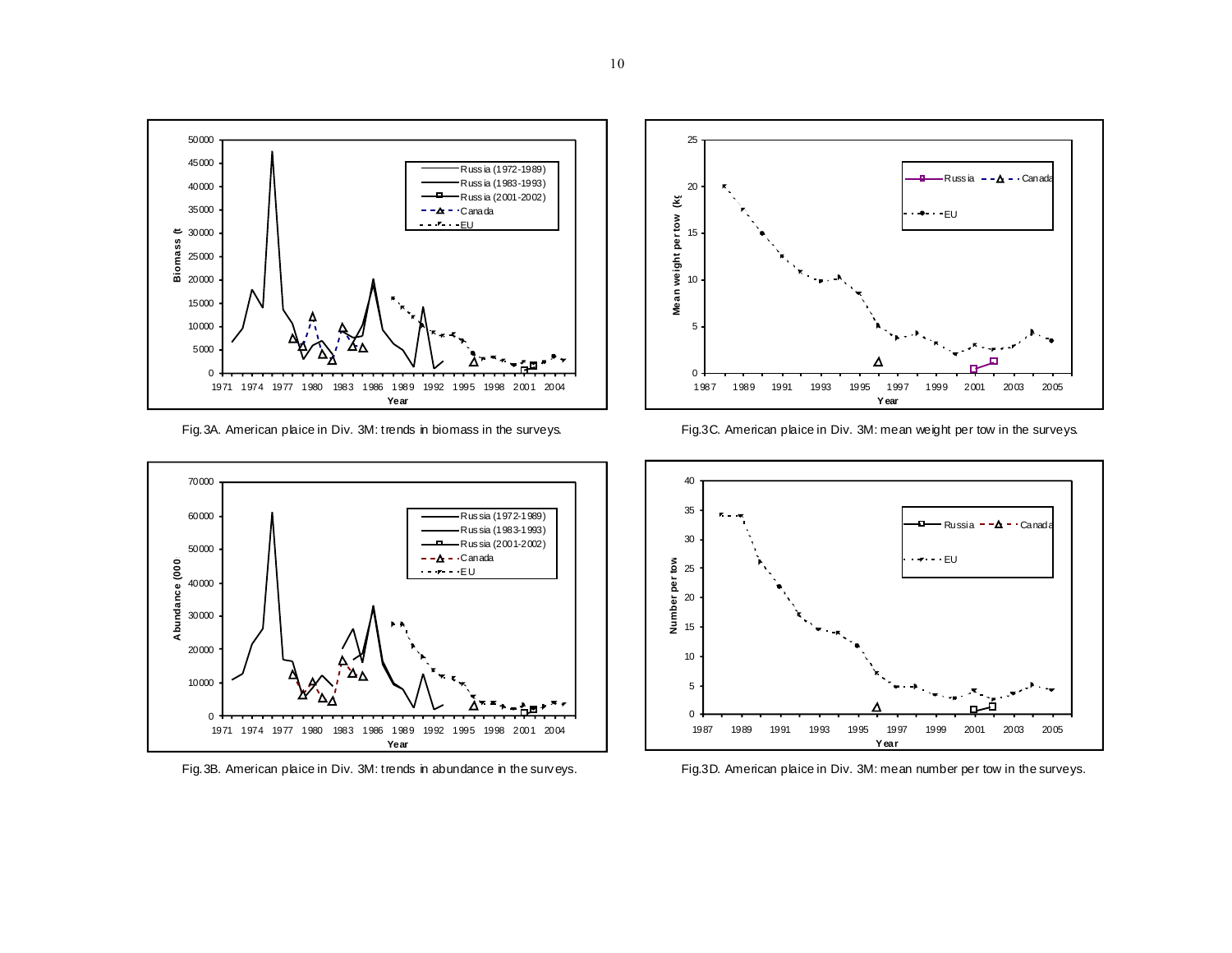Fig. 3A. American plaice in Div. 3M: trends in biomass in the surveys.

Fig.3C. American plaice in Div. 3M: mean weight per tow in the surveys.

Fig. 3B. American plaice in Div. 3M: trends in abundance in the surveys.

Fig.3D. American plaice in Div. 3M: mean number per tow in the surveys.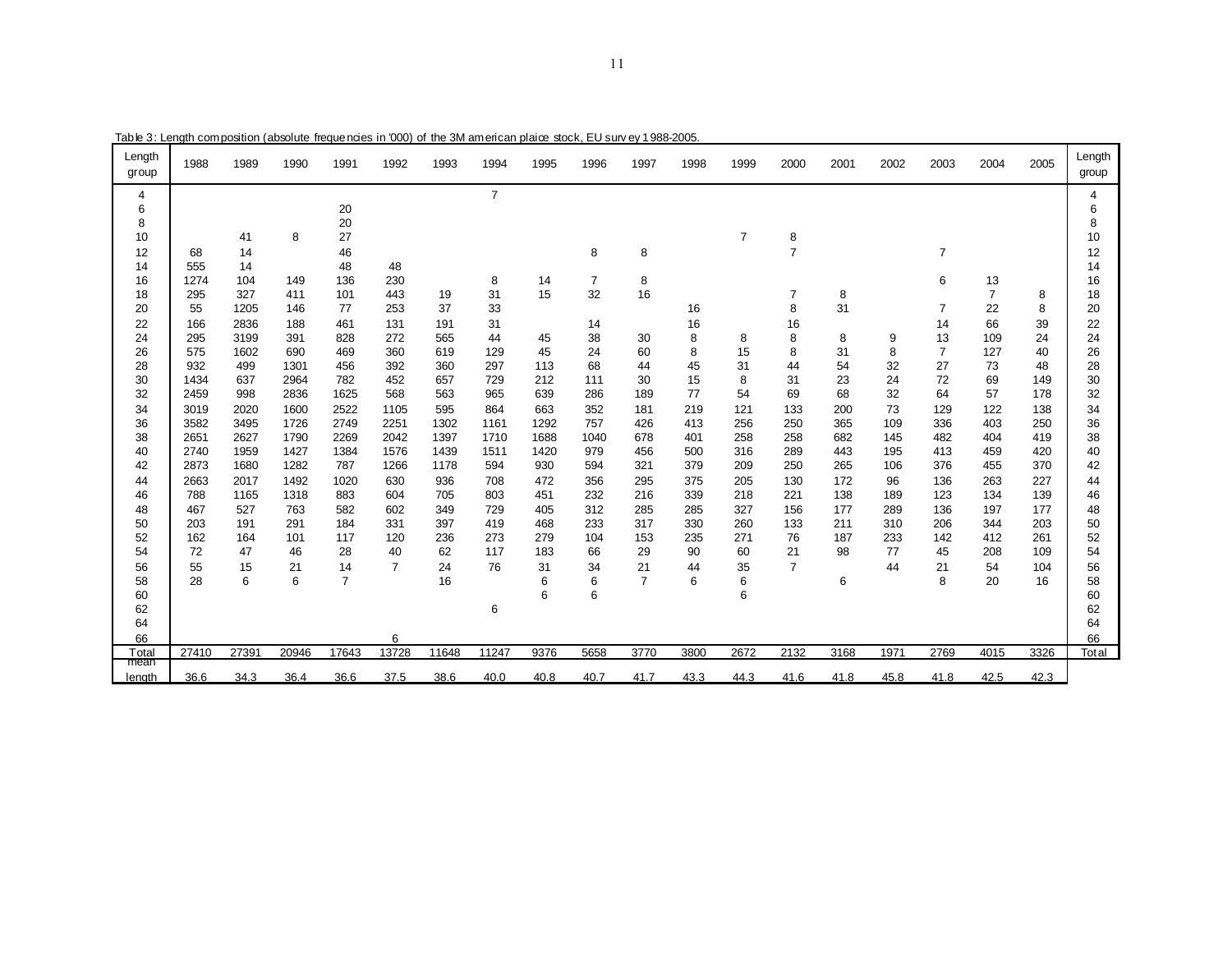Table 3: Length composition (absolute frequencies in '000) of the 3M american plaice stock, EU survey 1988-2005.

| Length group | 1988 | 1989 | 1990 | 1991 | 1992 | 1993 | 1994 | 1995 | 1996 | 1997 | 1998 | 1999 | 2000 | 2001 | 2002 | 2003 | 2004 | 2005 | Length group |
|---|---|---|---|---|---|---|---|---|---|---|---|---|---|---|---|---|---|---|---|
| 4 | | | | | | | 7 | | | | | | | | | | | | 4 |
| 6 | | | | 20 | | | | | | | | | | | | | | | 6 |
| 8 | | | | 20 | | | | | | | | | | | | | | | 8 |
| 10 | | 41 | 8 | 27 | | | | | | | | 7 | 8 | | | | | | 10 |
| 12 | 68 | 14 | | 46 | | | | | 8 | 8 | | | 7 | | | 7 | | | 12 |
| 14 | 555 | 14 | | 48 | 48 | | | | | | | | | | | | | | 14 |
| 16 | 1274 | 104 | 149 | 136 | 230 | | 8 | 14 | 7 | 8 | | | | | | 6 | 13 | | 16 |
| 18 | 295 | 327 | 411 | 101 | 443 | 19 | 31 | 15 | 32 | 16 | | | 7 | 8 | | | 7 | 8 | 18 |
| 20 | 55 | 1205 | 146 | 77 | 253 | 37 | 33 | | | | 16 | | 8 | 31 | | 7 | 22 | 8 | 20 |
| 22 | 166 | 2836 | 188 | 461 | 131 | 191 | 31 | | 14 | | 16 | | 16 | | | 14 | 66 | 39 | 22 |
| 24 | 295 | 3199 | 391 | 828 | 272 | 565 | 44 | 45 | 38 | 30 | 8 | 8 | 8 | 8 | 9 | 13 | 109 | 24 | 24 |
| 26 | 575 | 1602 | 690 | 469 | 360 | 619 | 129 | 45 | 24 | 60 | 8 | 15 | 8 | 31 | 8 | 7 | 127 | 40 | 26 |
| 28 | 932 | 499 | 1301 | 456 | 392 | 360 | 297 | 113 | 68 | 44 | 45 | 31 | 44 | 54 | 32 | 27 | 73 | 48 | 28 |
| 30 | 1434 | 637 | 2964 | 782 | 452 | 657 | 729 | 212 | 111 | 30 | 15 | 8 | 31 | 23 | 24 | 72 | 69 | 149 | 30 |
| 32 | 2459 | 998 | 2836 | 1625 | 568 | 563 | 965 | 639 | 286 | 189 | 77 | 54 | 69 | 68 | 32 | 64 | 57 | 178 | 32 |
| 34 | 3019 | 2020 | 1600 | 2522 | 1105 | 595 | 864 | 663 | 352 | 181 | 219 | 121 | 133 | 200 | 73 | 129 | 122 | 138 | 34 |
| 36 | 3582 | 3495 | 1726 | 2749 | 2251 | 1302 | 1161 | 1292 | 757 | 426 | 413 | 256 | 250 | 365 | 109 | 336 | 403 | 250 | 36 |
| 38 | 2651 | 2627 | 1790 | 2269 | 2042 | 1397 | 1710 | 1688 | 1040 | 678 | 401 | 258 | 258 | 682 | 145 | 482 | 404 | 419 | 38 |
| 40 | 2740 | 1959 | 1427 | 1384 | 1576 | 1439 | 1511 | 1420 | 979 | 456 | 500 | 316 | 289 | 443 | 195 | 413 | 459 | 420 | 40 |
| 42 | 2873 | 1680 | 1282 | 787 | 1266 | 1178 | 594 | 930 | 594 | 321 | 379 | 209 | 250 | 265 | 106 | 376 | 455 | 370 | 42 |
| 44 | 2663 | 2017 | 1492 | 1020 | 630 | 936 | 708 | 472 | 356 | 295 | 375 | 205 | 130 | 172 | 96 | 136 | 263 | 227 | 44 |
| 46 | 788 | 1165 | 1318 | 883 | 604 | 705 | 803 | 451 | 232 | 216 | 339 | 218 | 221 | 138 | 189 | 123 | 134 | 139 | 46 |
| 48 | 467 | 527 | 763 | 582 | 602 | 349 | 729 | 405 | 312 | 285 | 285 | 327 | 156 | 177 | 289 | 136 | 197 | 177 | 48 |
| 50 | 203 | 191 | 291 | 184 | 331 | 397 | 419 | 468 | 233 | 317 | 330 | 260 | 133 | 211 | 310 | 206 | 344 | 203 | 50 |
| 52 | 162 | 164 | 101 | 117 | 120 | 236 | 273 | 279 | 104 | 153 | 235 | 271 | 76 | 187 | 233 | 142 | 412 | 261 | 52 |
| 54 | 72 | 47 | 46 | 28 | 40 | 62 | 117 | 183 | 66 | 29 | 90 | 60 | 21 | 98 | 77 | 45 | 208 | 109 | 54 |
| 56 | 55 | 15 | 21 | 14 | 7 | 24 | 76 | 31 | 34 | 21 | 44 | 35 | 7 | | 44 | 21 | 54 | 104 | 56 |
| 58 | 28 | 6 | 6 | 7 | | 16 | | 6 | 6 | 7 | 6 | 6 | | 6 | | 8 | 20 | 16 | 58 |
| 60 | | | | | | | | 6 | 6 | | | 6 | | | | | | | 60 |
| 62 | | | | | | | 6 | | | | | | | | | | | | 62 |
| 64 | | | | | | | | | | | | | | | | | | | 64 |
| 66 | | | | | 6 | | | | | | | | | | | | | | 66 |
| Total | 27410 | 27391 | 20946 | 17643 | 13728 | 11648 | 11247 | 9376 | 5658 | 3770 | 3800 | 2672 | 2132 | 3168 | 1971 | 2769 | 4015 | 3326 | Total |
| mean length | 36.6 | 34.3 | 36.4 | 36.6 | 37.5 | 38.6 | 40.0 | 40.8 | 40.7 | 41.7 | 43.3 | 44.3 | 41.6 | 41.8 | 45.8 | 41.8 | 42.5 | 42.3 | |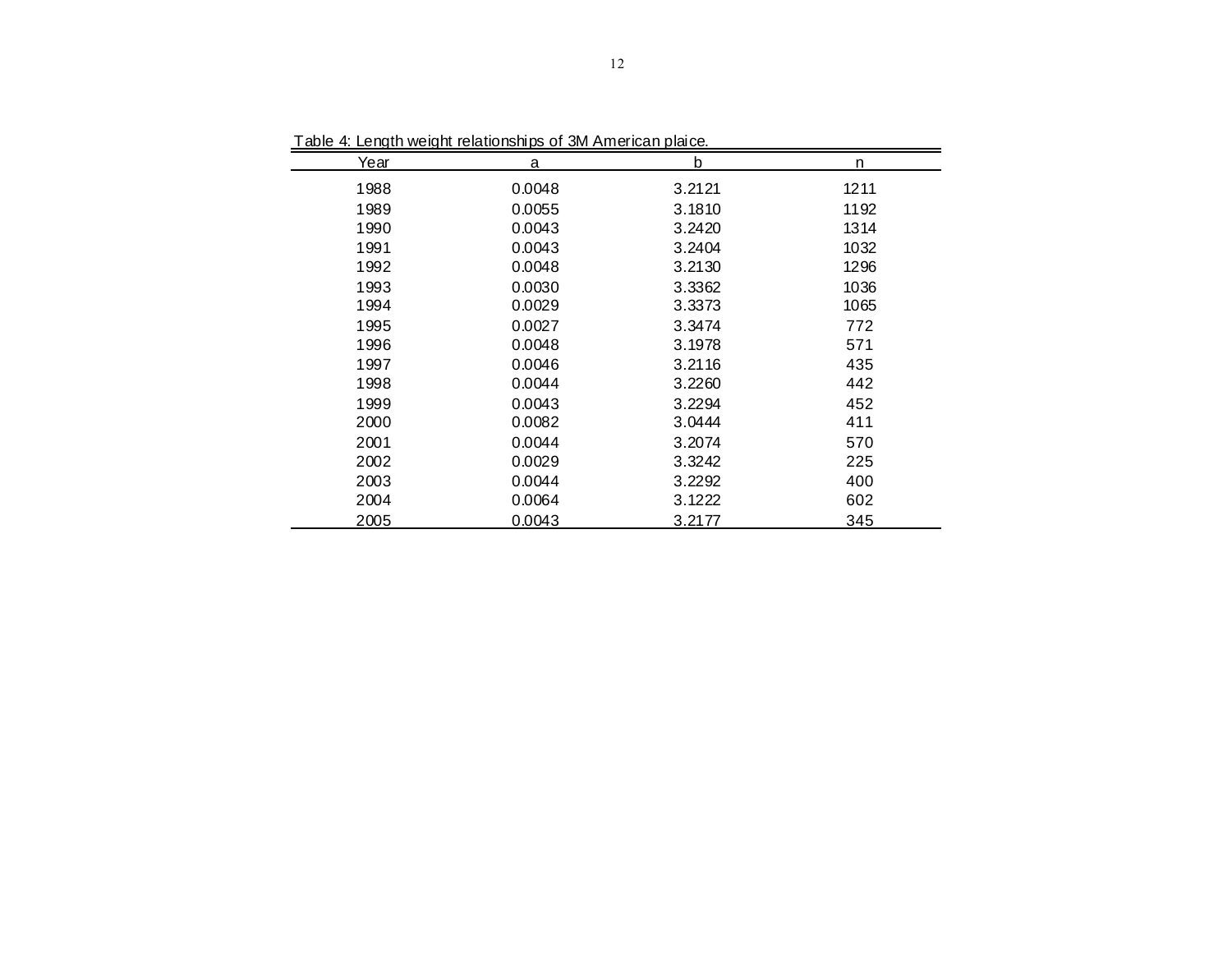Table 4: Length weight relationships of 3M American plaice.

| Year | a | b | n |
|---|---|---|---|
| 1988 | 0.0048 | 3.2121 | 1211 |
| 1989 | 0.0055 | 3.1810 | 1192 |
| 1990 | 0.0043 | 3.2420 | 1314 |
| 1991 | 0.0043 | 3.2404 | 1032 |
| 1992 | 0.0048 | 3.2130 | 1296 |
| 1993 | 0.0030 | 3.3362 | 1036 |
| 1994 | 0.0029 | 3.3373 | 1065 |
| 1995 | 0.0027 | 3.3474 | 772 |
| 1996 | 0.0048 | 3.1978 | 571 |
| 1997 | 0.0046 | 3.2116 | 435 |
| 1998 | 0.0044 | 3.2260 | 442 |
| 1999 | 0.0043 | 3.2294 | 452 |
| 2000 | 0.0082 | 3.0444 | 411 |
| 2001 | 0.0044 | 3.2074 | 570 |
| 2002 | 0.0029 | 3.3242 | 225 |
| 2003 | 0.0044 | 3.2292 | 400 |
| 2004 | 0.0064 | 3.1222 | 602 |
| 2005 | 0.0043 | 3.2177 | 345 |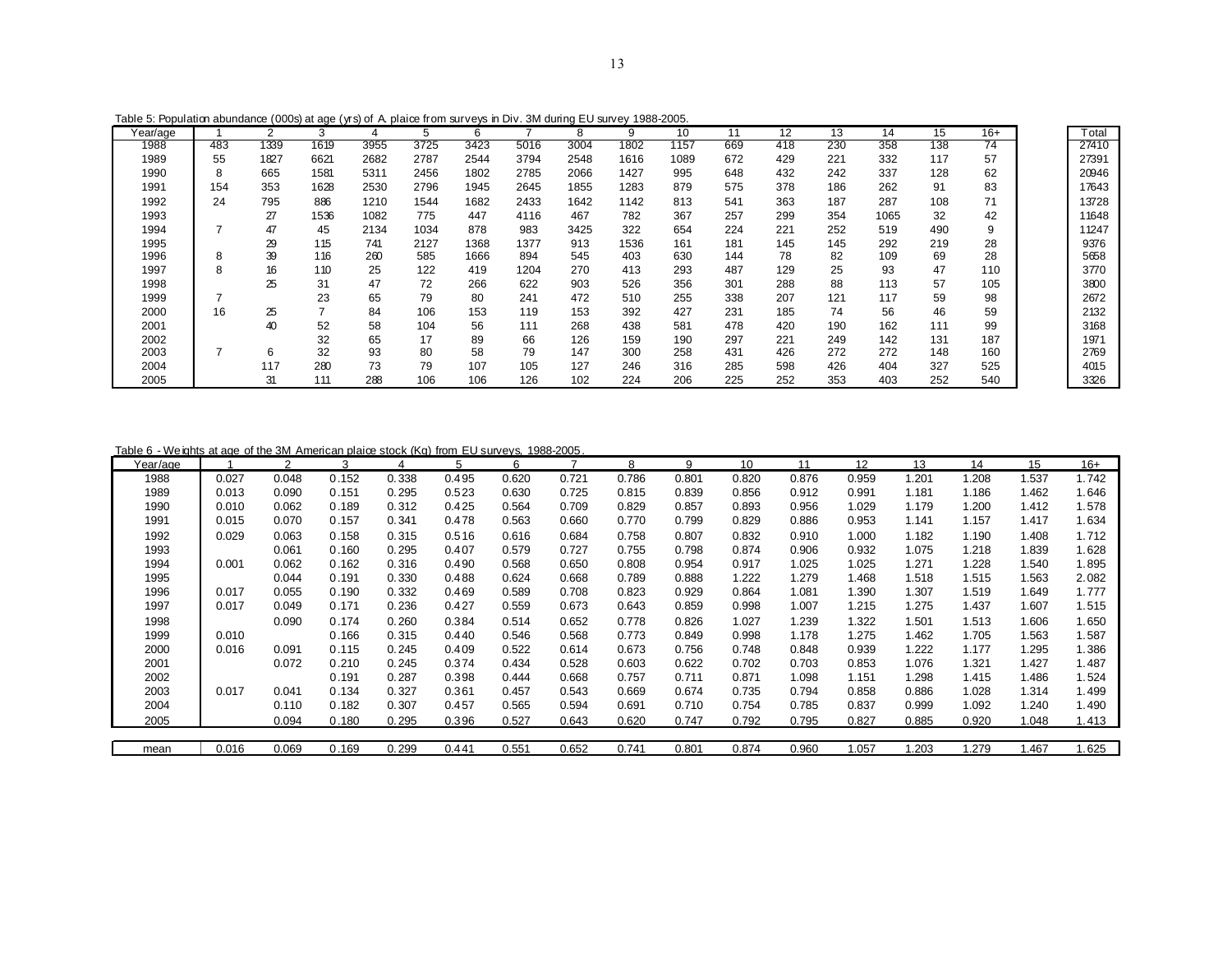Table 5: Population abundance (000s) at age (yrs) of A. plaice from surveys in Div. 3M during EU survey 1988-2005.

| Year/age | 1 | 2 | 3 | 4 | 5 | 6 | 7 | 8 | 9 | 10 | 11 | 12 | 13 | 14 | 15 | 16+ | Total |
|---|---|---|---|---|---|---|---|---|---|---|---|---|---|---|---|---|---|
| 1988 | 483 | 1339 | 1619 | 3955 | 3725 | 3423 | 5016 | 3004 | 1802 | 1157 | 669 | 418 | 230 | 358 | 138 | 74 | 27410 |
| 1989 | 55 | 1827 | 6621 | 2682 | 2787 | 2544 | 3794 | 2548 | 1616 | 1089 | 672 | 429 | 221 | 332 | 117 | 57 | 27391 |
| 1990 | 8 | 665 | 1581 | 5311 | 2456 | 1802 | 2785 | 2066 | 1427 | 995 | 648 | 432 | 242 | 337 | 128 | 62 | 20946 |
| 1991 | 154 | 353 | 1628 | 2530 | 2796 | 1945 | 2645 | 1855 | 1283 | 879 | 575 | 378 | 186 | 262 | 91 | 83 | 17643 |
| 1992 | 24 | 795 | 886 | 1210 | 1544 | 1682 | 2433 | 1642 | 1142 | 813 | 541 | 363 | 187 | 287 | 108 | 71 | 13728 |
| 1993 | | 27 | 1536 | 1082 | 775 | 447 | 4116 | 467 | 782 | 367 | 257 | 299 | 354 | 1065 | 32 | 42 | 11648 |
| 1994 | 7 | 47 | 45 | 2134 | 1034 | 878 | 983 | 3425 | 322 | 654 | 224 | 221 | 252 | 519 | 490 | 9 | 11247 |
| 1995 | | 29 | 115 | 741 | 2127 | 1368 | 1377 | 913 | 1536 | 161 | 181 | 145 | 145 | 292 | 219 | 28 | 9376 |
| 1996 | 8 | 39 | 116 | 260 | 585 | 1666 | 894 | 545 | 403 | 630 | 144 | 78 | 82 | 109 | 69 | 28 | 5658 |
| 1997 | 8 | 16 | 110 | 25 | 122 | 419 | 1204 | 270 | 413 | 293 | 487 | 129 | 25 | 93 | 47 | 110 | 3770 |
| 1998 | | 25 | 31 | 47 | 72 | 266 | 622 | 903 | 526 | 356 | 301 | 288 | 88 | 113 | 57 | 105 | 3800 |
| 1999 | 7 | | 23 | 65 | 79 | 80 | 241 | 472 | 510 | 255 | 338 | 207 | 121 | 117 | 59 | 98 | 2672 |
| 2000 | 16 | 25 | 7 | 84 | 106 | 153 | 119 | 153 | 392 | 427 | 231 | 185 | 74 | 56 | 46 | 59 | 2132 |
| 2001 | | 40 | 52 | 58 | 104 | 56 | 111 | 268 | 438 | 581 | 478 | 420 | 190 | 162 | 111 | 99 | 3168 |
| 2002 | | | 32 | 65 | 17 | 89 | 66 | 126 | 159 | 190 | 297 | 221 | 249 | 142 | 131 | 187 | 1971 |
| 2003 | 7 | 6 | 32 | 93 | 80 | 58 | 79 | 147 | 300 | 258 | 431 | 426 | 272 | 272 | 148 | 160 | 2769 |
| 2004 | | 117 | 280 | 73 | 79 | 107 | 105 | 127 | 246 | 316 | 285 | 598 | 426 | 404 | 327 | 525 | 4015 |
| 2005 | | 31 | 111 | 288 | 106 | 106 | 126 | 102 | 224 | 206 | 225 | 252 | 353 | 403 | 252 | 540 | 3326 |

Table 6 - Weights at age of the 3M American plaice stock (Kg) from EU surveys, 1988-2005.

| Year/age | 1 | 2 | 3 | 4 | 5 | 6 | 7 | 8 | 9 | 10 | 11 | 12 | 13 | 14 | 15 | 16+ |
|---|---|---|---|---|---|---|---|---|---|---|---|---|---|---|---|---|
| 1988 | 0.027 | 0.048 | 0.152 | 0.338 | 0.495 | 0.620 | 0.721 | 0.786 | 0.801 | 0.820 | 0.876 | 0.959 | 1.201 | 1.208 | 1.537 | 1.742 |
| 1989 | 0.013 | 0.090 | 0.151 | 0.295 | 0.523 | 0.630 | 0.725 | 0.815 | 0.839 | 0.856 | 0.912 | 0.991 | 1.181 | 1.186 | 1.462 | 1.646 |
| 1990 | 0.010 | 0.062 | 0.189 | 0.312 | 0.425 | 0.564 | 0.709 | 0.829 | 0.857 | 0.893 | 0.956 | 1.029 | 1.179 | 1.200 | 1.412 | 1.578 |
| 1991 | 0.015 | 0.070 | 0.157 | 0.341 | 0.478 | 0.563 | 0.660 | 0.770 | 0.799 | 0.829 | 0.886 | 0.953 | 1.141 | 1.157 | 1.417 | 1.634 |
| 1992 | 0.029 | 0.063 | 0.158 | 0.315 | 0.516 | 0.616 | 0.684 | 0.758 | 0.807 | 0.832 | 0.910 | 1.000 | 1.182 | 1.190 | 1.408 | 1.712 |
| 1993 | | 0.061 | 0.160 | 0.295 | 0.407 | 0.579 | 0.727 | 0.755 | 0.798 | 0.874 | 0.906 | 0.932 | 1.075 | 1.218 | 1.839 | 1.628 |
| 1994 | 0.001 | 0.062 | 0.162 | 0.316 | 0.490 | 0.568 | 0.650 | 0.808 | 0.954 | 0.917 | 1.025 | 1.025 | 1.271 | 1.228 | 1.540 | 1.895 |
| 1995 | | 0.044 | 0.191 | 0.330 | 0.488 | 0.624 | 0.668 | 0.789 | 0.888 | 1.222 | 1.279 | 1.468 | 1.518 | 1.515 | 1.563 | 2.082 |
| 1996 | 0.017 | 0.055 | 0.190 | 0.332 | 0.469 | 0.589 | 0.708 | 0.823 | 0.929 | 0.864 | 1.081 | 1.390 | 1.307 | 1.519 | 1.649 | 1.777 |
| 1997 | 0.017 | 0.049 | 0.171 | 0.236 | 0.427 | 0.559 | 0.673 | 0.643 | 0.859 | 0.998 | 1.007 | 1.215 | 1.275 | 1.437 | 1.607 | 1.515 |
| 1998 | | 0.090 | 0.174 | 0.260 | 0.384 | 0.514 | 0.652 | 0.778 | 0.826 | 1.027 | 1.239 | 1.322 | 1.501 | 1.513 | 1.606 | 1.650 |
| 1999 | 0.010 | | 0.166 | 0.315 | 0.440 | 0.546 | 0.568 | 0.773 | 0.849 | 0.998 | 1.178 | 1.275 | 1.462 | 1.705 | 1.563 | 1.587 |
| 2000 | 0.016 | 0.091 | 0.115 | 0.245 | 0.409 | 0.522 | 0.614 | 0.673 | 0.756 | 0.748 | 0.848 | 0.939 | 1.222 | 1.177 | 1.295 | 1.386 |
| 2001 | | 0.072 | 0.210 | 0.245 | 0.374 | 0.434 | 0.528 | 0.603 | 0.622 | 0.702 | 0.703 | 0.853 | 1.076 | 1.321 | 1.427 | 1.487 |
| 2002 | | | 0.191 | 0.287 | 0.398 | 0.444 | 0.668 | 0.757 | 0.711 | 0.871 | 1.098 | 1.151 | 1.298 | 1.415 | 1.486 | 1.524 |
| 2003 | 0.017 | 0.041 | 0.134 | 0.327 | 0.361 | 0.457 | 0.543 | 0.669 | 0.674 | 0.735 | 0.794 | 0.858 | 0.886 | 1.028 | 1.314 | 1.499 |
| 2004 | | 0.110 | 0.182 | 0.307 | 0.457 | 0.565 | 0.594 | 0.691 | 0.710 | 0.754 | 0.785 | 0.837 | 0.999 | 1.092 | 1.240 | 1.490 |
| 2005 | | 0.094 | 0.180 | 0.295 | 0.396 | 0.527 | 0.643 | 0.620 | 0.747 | 0.792 | 0.795 | 0.827 | 0.885 | 0.920 | 1.048 | 1.413 |
| mean | 0.016 | 0.069 | 0.169 | 0.299 | 0.441 | 0.551 | 0.652 | 0.741 | 0.801 | 0.874 | 0.960 | 1.057 | 1.203 | 1.279 | 1.467 | 1.625 |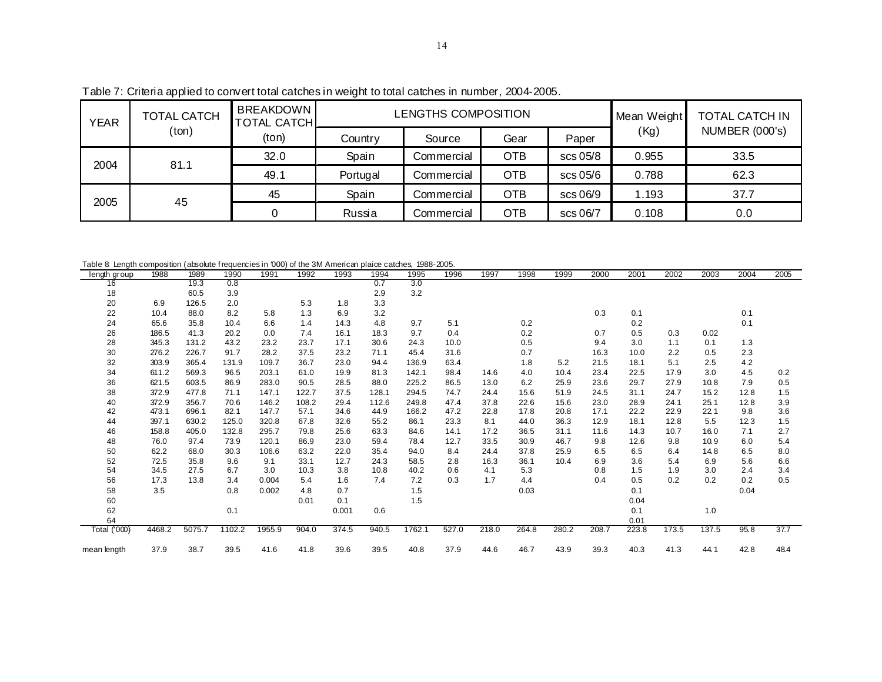Table 7: Criteria applied to convert total catches in weight to total catches in number, 2004-2005.

| YEAR | TOTAL CATCH (ton) | BREAKDOWN TOTAL CATCH (ton) | LENGTHS COMPOSITION | | | | Mean Weight (Kg) | TOTAL CATCH IN NUMBER (000's) |
|---|---|---|---|---|---|---|---|---|
| | | | Country | Source | Gear | Paper | | |
| 2004 | 81.1 | 32.0 | Spain | Commercial | OTB | scs 05/8 | 0.955 | 33.5 |
| | | 49.1 | Portugal | Commercial | OTB | scs 05/6 | 0.788 | 62.3 |
| 2005 | 45 | 45 | Spain | Commercial | OTB | scs 06/9 | 1.193 | 37.7 |
| | | 0 | Russia | Commercial | OTB | scs 06/7 | 0.108 | 0.0 |

Table 8: Length composition (absolute frequencies in '000) of the 3M American plaice catches, 1988-2005.

| length group | 1988 | 1989 | 1990 | 1991 | 1992 | 1993 | 1994 | 1995 | 1996 | 1997 | 1998 | 1999 | 2000 | 2001 | 2002 | 2003 | 2004 | 2005 |
|---|---|---|---|---|---|---|---|---|---|---|---|---|---|---|---|---|---|---|
| 16 | | 19.3 | 0.8 | | | | 0.7 | 3.0 | | | | | | | | | | |
| 18 | | 60.5 | 3.9 | | | | 2.9 | 3.2 | | | | | | | | | | |
| 20 | 6.9 | 126.5 | 2.0 | | 5.3 | 1.8 | 3.3 | | | | | | | | | | | |
| 22 | 10.4 | 88.0 | 8.2 | 5.8 | 1.3 | 6.9 | 3.2 | | | | | | 0.3 | 0.1 | | | 0.1 | |
| 24 | 65.6 | 35.8 | 10.4 | 6.6 | 1.4 | 14.3 | 4.8 | 9.7 | 5.1 | | 0.2 | | | 0.2 | | | 0.1 | |
| 26 | 186.5 | 41.3 | 20.2 | 0.0 | 7.4 | 16.1 | 18.3 | 9.7 | 0.4 | | 0.2 | | 0.7 | 0.5 | 0.3 | 0.02 | | |
| 28 | 345.3 | 131.2 | 43.2 | 23.2 | 23.7 | 17.1 | 30.6 | 24.3 | 10.0 | | 0.5 | | 9.4 | 3.0 | 1.1 | 0.1 | 1.3 | |
| 30 | 276.2 | 226.7 | 91.7 | 28.2 | 37.5 | 23.2 | 71.1 | 45.4 | 31.6 | | 0.7 | | 16.3 | 10.0 | 2.2 | 0.5 | 2.3 | |
| 32 | 303.9 | 365.4 | 131.9 | 109.7 | 36.7 | 23.0 | 94.4 | 136.9 | 63.4 | | 1.8 | 5.2 | 21.5 | 18.1 | 5.1 | 2.5 | 4.2 | |
| 34 | 611.2 | 569.3 | 96.5 | 203.1 | 61.0 | 19.9 | 81.3 | 142.1 | 98.4 | 14.6 | 4.0 | 10.4 | 23.4 | 22.5 | 17.9 | 3.0 | 4.5 | 0.2 |
| 36 | 621.5 | 603.5 | 86.9 | 283.0 | 90.5 | 28.5 | 88.0 | 225.2 | 86.5 | 13.0 | 6.2 | 25.9 | 23.6 | 29.7 | 27.9 | 10.8 | 7.9 | 0.5 |
| 38 | 372.9 | 477.8 | 71.1 | 147.1 | 122.7 | 37.5 | 128.1 | 294.5 | 74.7 | 24.4 | 15.6 | 51.9 | 24.5 | 31.1 | 24.7 | 15.2 | 12.8 | 1.5 |
| 40 | 372.9 | 356.7 | 70.6 | 146.2 | 108.2 | 29.4 | 112.6 | 249.8 | 47.4 | 37.8 | 22.6 | 15.6 | 23.0 | 28.9 | 24.1 | 25.1 | 12.8 | 3.9 |
| 42 | 473.1 | 696.1 | 82.1 | 147.7 | 57.1 | 34.6 | 44.9 | 166.2 | 47.2 | 22.8 | 17.8 | 20.8 | 17.1 | 22.2 | 22.9 | 22.1 | 9.8 | 3.6 |
| 44 | 397.1 | 630.2 | 125.0 | 320.8 | 67.8 | 32.6 | 55.2 | 86.1 | 23.3 | 8.1 | 44.0 | 36.3 | 12.9 | 18.1 | 12.8 | 5.5 | 12.3 | 1.5 |
| 46 | 158.8 | 405.0 | 132.8 | 295.7 | 79.8 | 25.6 | 63.3 | 84.6 | 14.1 | 17.2 | 36.5 | 31.1 | 11.6 | 14.3 | 10.7 | 16.0 | 7.1 | 2.7 |
| 48 | 76.0 | 97.4 | 73.9 | 120.1 | 86.9 | 23.0 | 59.4 | 78.4 | 12.7 | 33.5 | 30.9 | 46.7 | 9.8 | 12.6 | 9.8 | 10.9 | 6.0 | 5.4 |
| 50 | 62.2 | 68.0 | 30.3 | 106.6 | 63.2 | 22.0 | 35.4 | 94.0 | 8.4 | 24.4 | 37.8 | 25.9 | 6.5 | 6.5 | 6.4 | 14.8 | 6.5 | 8.0 |
| 52 | 72.5 | 35.8 | 9.6 | 9.1 | 33.1 | 12.7 | 24.3 | 58.5 | 2.8 | 16.3 | 36.1 | 10.4 | 6.9 | 3.6 | 5.4 | 6.9 | 5.6 | 6.6 |
| 54 | 34.5 | 27.5 | 6.7 | 3.0 | 10.3 | 3.8 | 10.8 | 40.2 | 0.6 | 4.1 | 5.3 | | 0.8 | 1.5 | 1.9 | 3.0 | 2.4 | 3.4 |
| 56 | 17.3 | 13.8 | 3.4 | 0.004 | 5.4 | 1.6 | 7.4 | 7.2 | 0.3 | 1.7 | 4.4 | | 0.4 | 0.5 | 0.2 | 0.2 | 0.2 | 0.5 |
| 58 | 3.5 | | 0.8 | 0.002 | 4.8 | 0.7 | | 1.5 | | | 0.03 | | | 0.1 | | | 0.04 | |
| 60 | | | | | 0.01 | 0.1 | | 1.5 | | | | | | 0.04 | | | | |
| 62 | | | 0.1 | | | 0.001 | 0.6 | | | | | | | 0.1 | | 1.0 | | |
| 64 | | | | | | | | | | | | | | 0.01 | | | | |
| Total ('000) | 4468.2 | 5075.7 | 1102.2 | 1955.9 | 904.0 | 374.5 | 940.5 | 1762.1 | 527.0 | 218.0 | 264.8 | 280.2 | 208.7 | 223.8 | 173.5 | 137.5 | 95.8 | 37.7 |
| mean length | 37.9 | 38.7 | 39.5 | 41.6 | 41.8 | 39.6 | 39.5 | 40.8 | 37.9 | 44.6 | 46.7 | 43.9 | 39.3 | 40.3 | 41.3 | 44.1 | 42.8 | 48.4 |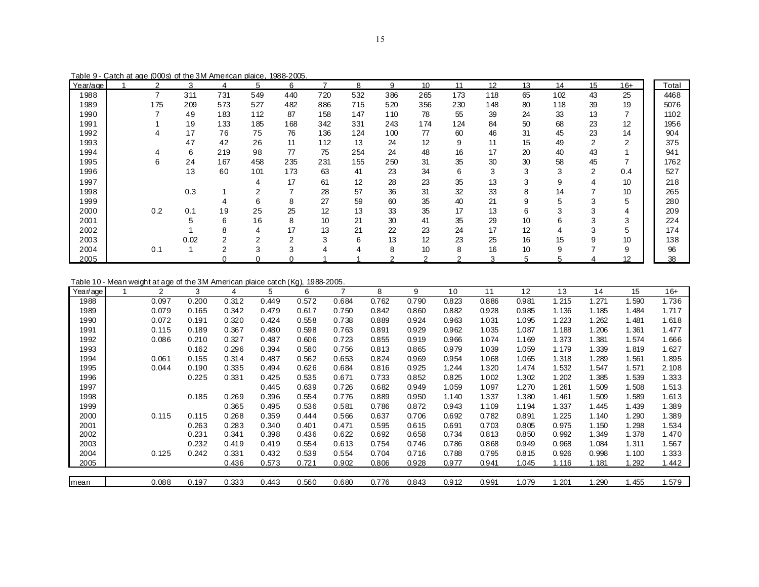Table 9 - Catch at age (000s) of the 3M American plaice, 1988-2005.

| Year/age | 1 | 2 | 3 | 4 | 5 | 6 | 7 | 8 | 9 | 10 | 11 | 12 | 13 | 14 | 15 | 16+ | Total |
|---|---|---|---|---|---|---|---|---|---|---|---|---|---|---|---|---|---|
| 1988 | | 7 | 311 | 731 | 549 | 440 | 720 | 532 | 386 | 265 | 173 | 118 | 65 | 102 | 43 | 25 | 4468 |
| 1989 | | 175 | 209 | 573 | 527 | 482 | 886 | 715 | 520 | 356 | 230 | 148 | 80 | 118 | 39 | 19 | 5076 |
| 1990 | | 7 | 49 | 183 | 112 | 87 | 158 | 147 | 110 | 78 | 55 | 39 | 24 | 33 | 13 | 7 | 1102 |
| 1991 | | 1 | 19 | 133 | 185 | 168 | 342 | 331 | 243 | 174 | 124 | 84 | 50 | 68 | 23 | 12 | 1956 |
| 1992 | | 4 | 17 | 76 | 75 | 76 | 136 | 124 | 100 | 77 | 60 | 46 | 31 | 45 | 23 | 14 | 904 |
| 1993 | | | 47 | 42 | 26 | 11 | 112 | 13 | 24 | 12 | 9 | 11 | 15 | 49 | 2 | 2 | 375 |
| 1994 | | 4 | 6 | 219 | 98 | 77 | 75 | 254 | 24 | 48 | 16 | 17 | 20 | 40 | 43 | 1 | 941 |
| 1995 | | 6 | 24 | 167 | 458 | 235 | 231 | 155 | 250 | 31 | 35 | 30 | 30 | 58 | 45 | 7 | 1762 |
| 1996 | | | 13 | 60 | 101 | 173 | 63 | 41 | 23 | 34 | 6 | 3 | 3 | 3 | 2 | 0.4 | 527 |
| 1997 | | | | | 4 | 17 | 61 | 12 | 28 | 23 | 35 | 13 | 3 | 9 | 4 | 10 | 218 |
| 1998 | | | 0.3 | 1 | 2 | 7 | 28 | 57 | 36 | 31 | 32 | 33 | 8 | 14 | 7 | 10 | 265 |
| 1999 | | | | 4 | 6 | 8 | 27 | 59 | 60 | 35 | 40 | 21 | 9 | 5 | 3 | 5 | 280 |
| 2000 | | 0.2 | 0.1 | 19 | 25 | 25 | 12 | 13 | 33 | 35 | 17 | 13 | 6 | 3 | 3 | 4 | 209 |
| 2001 | | | 5 | 6 | 16 | 8 | 10 | 21 | 30 | 41 | 35 | 29 | 10 | 6 | 3 | 3 | 224 |
| 2002 | | | 1 | 8 | 4 | 17 | 13 | 21 | 22 | 23 | 24 | 17 | 12 | 4 | 3 | 5 | 174 |
| 2003 | | | 0.02 | 2 | 2 | 2 | 3 | 6 | 13 | 12 | 23 | 25 | 16 | 15 | 9 | 10 | 138 |
| 2004 | | 0.1 | 1 | 2 | 3 | 3 | 4 | 4 | 8 | 10 | 8 | 16 | 10 | 9 | 7 | 9 | 96 |
| 2005 | | | | 0 | 0 | 0 | 1 | 1 | 2 | 2 | 2 | 3 | 5 | 5 | 4 | 12 | 38 |

Table 10 - Mean weight at age of the 3M American plaice catch (Kg), 1988-2005.

| Year/age | 1 | 2 | 3 | 4 | 5 | 6 | 7 | 8 | 9 | 10 | 11 | 12 | 13 | 14 | 15 | 16+ |
|---|---|---|---|---|---|---|---|---|---|---|---|---|---|---|---|---|
| 1988 | | 0.097 | 0.200 | 0.312 | 0.449 | 0.572 | 0.684 | 0.762 | 0.790 | 0.823 | 0.886 | 0.981 | 1.215 | 1.271 | 1.590 | 1.736 |
| 1989 | | 0.079 | 0.165 | 0.342 | 0.479 | 0.617 | 0.750 | 0.842 | 0.860 | 0.882 | 0.928 | 0.985 | 1.136 | 1.185 | 1.484 | 1.717 |
| 1990 | | 0.072 | 0.191 | 0.320 | 0.424 | 0.558 | 0.738 | 0.889 | 0.924 | 0.963 | 1.031 | 1.095 | 1.223 | 1.262 | 1.481 | 1.618 |
| 1991 | | 0.115 | 0.189 | 0.367 | 0.480 | 0.598 | 0.763 | 0.891 | 0.929 | 0.962 | 1.035 | 1.087 | 1.188 | 1.206 | 1.361 | 1.477 |
| 1992 | | 0.086 | 0.210 | 0.327 | 0.487 | 0.606 | 0.723 | 0.855 | 0.919 | 0.966 | 1.074 | 1.169 | 1.373 | 1.381 | 1.574 | 1.666 |
| 1993 | | | 0.162 | 0.296 | 0.394 | 0.580 | 0.756 | 0.813 | 0.865 | 0.979 | 1.039 | 1.059 | 1.179 | 1.339 | 1.819 | 1.627 |
| 1994 | | 0.061 | 0.155 | 0.314 | 0.487 | 0.562 | 0.653 | 0.824 | 0.969 | 0.954 | 1.068 | 1.065 | 1.318 | 1.289 | 1.561 | 1.895 |
| 1995 | | 0.044 | 0.190 | 0.335 | 0.494 | 0.626 | 0.684 | 0.816 | 0.925 | 1.244 | 1.320 | 1.474 | 1.532 | 1.547 | 1.571 | 2.108 |
| 1996 | | | 0.225 | 0.331 | 0.425 | 0.535 | 0.671 | 0.733 | 0.852 | 0.825 | 1.002 | 1.302 | 1.202 | 1.385 | 1.539 | 1.333 |
| 1997 | | | | | 0.445 | 0.639 | 0.726 | 0.682 | 0.949 | 1.059 | 1.097 | 1.270 | 1.261 | 1.509 | 1.508 | 1.513 |
| 1998 | | | 0.185 | 0.269 | 0.396 | 0.554 | 0.776 | 0.889 | 0.950 | 1.140 | 1.337 | 1.380 | 1.461 | 1.509 | 1.589 | 1.613 |
| 1999 | | | | 0.365 | 0.495 | 0.536 | 0.581 | 0.786 | 0.872 | 0.943 | 1.109 | 1.194 | 1.337 | 1.445 | 1.439 | 1.389 |
| 2000 | | 0.115 | 0.115 | 0.268 | 0.359 | 0.444 | 0.566 | 0.637 | 0.706 | 0.692 | 0.782 | 0.891 | 1.225 | 1.140 | 1.290 | 1.389 |
| 2001 | | | 0.263 | 0.283 | 0.340 | 0.401 | 0.471 | 0.595 | 0.615 | 0.691 | 0.703 | 0.805 | 0.975 | 1.150 | 1.298 | 1.534 |
| 2002 | | | 0.231 | 0.341 | 0.398 | 0.436 | 0.622 | 0.692 | 0.658 | 0.734 | 0.813 | 0.850 | 0.992 | 1.349 | 1.378 | 1.470 |
| 2003 | | | 0.232 | 0.419 | 0.419 | 0.554 | 0.613 | 0.754 | 0.746 | 0.786 | 0.868 | 0.949 | 0.968 | 1.084 | 1.311 | 1.567 |
| 2004 | | 0.125 | 0.242 | 0.331 | 0.432 | 0.539 | 0.554 | 0.704 | 0.716 | 0.788 | 0.795 | 0.815 | 0.926 | 0.998 | 1.100 | 1.333 |
| 2005 | | | | 0.436 | 0.573 | 0.721 | 0.902 | 0.806 | 0.928 | 0.977 | 0.941 | 1.045 | 1.116 | 1.181 | 1.292 | 1.442 |
| mean | | 0.088 | 0.197 | 0.333 | 0.443 | 0.560 | 0.680 | 0.776 | 0.843 | 0.912 | 0.991 | 1.079 | 1.201 | 1.290 | 1.455 | 1.579 |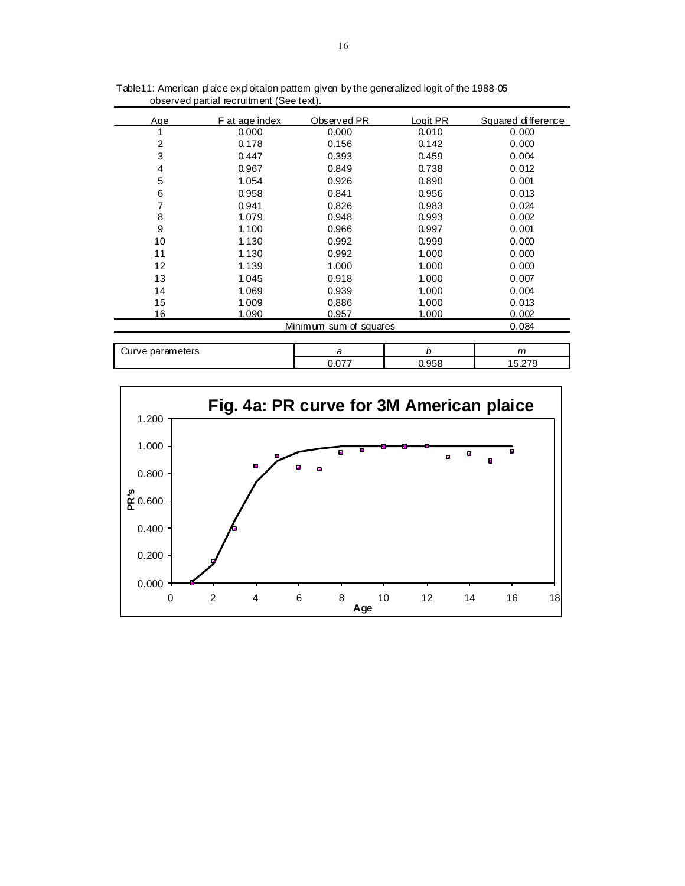Table11: American plaice exploitaion pattern given by the generalized logit of the 1988-05 observed partial recruitment (See text).

| Age | F at age index | Observed PR | Logit PR | Squared difference |
|---|---|---|---|---|
| 1 | 0.000 | 0.000 | 0.010 | 0.000 |
| 2 | 0.178 | 0.156 | 0.142 | 0.000 |
| 3 | 0.447 | 0.393 | 0.459 | 0.004 |
| 4 | 0.967 | 0.849 | 0.738 | 0.012 |
| 5 | 1.054 | 0.926 | 0.890 | 0.001 |
| 6 | 0.958 | 0.841 | 0.956 | 0.013 |
| 7 | 0.941 | 0.826 | 0.983 | 0.024 |
| 8 | 1.079 | 0.948 | 0.993 | 0.002 |
| 9 | 1.100 | 0.966 | 0.997 | 0.001 |
| 10 | 1.130 | 0.992 | 0.999 | 0.000 |
| 11 | 1.130 | 0.992 | 1.000 | 0.000 |
| 12 | 1.139 | 1.000 | 1.000 | 0.000 |
| 13 | 1.045 | 0.918 | 1.000 | 0.007 |
| 14 | 1.069 | 0.939 | 1.000 | 0.004 |
| 15 | 1.009 | 0.886 | 1.000 | 0.013 |
| 16 | 1.090 | 0.957 | 1.000 | 0.002 |
| | | Minimum sum of squares | | 0.084 |

| Curve parameters | *a* | *b* | *m* |
|---|---|---|---|
| | 0.077 | 0.958 | 15.279 |

**Fig. 4a: PR curve for 3M American plaice**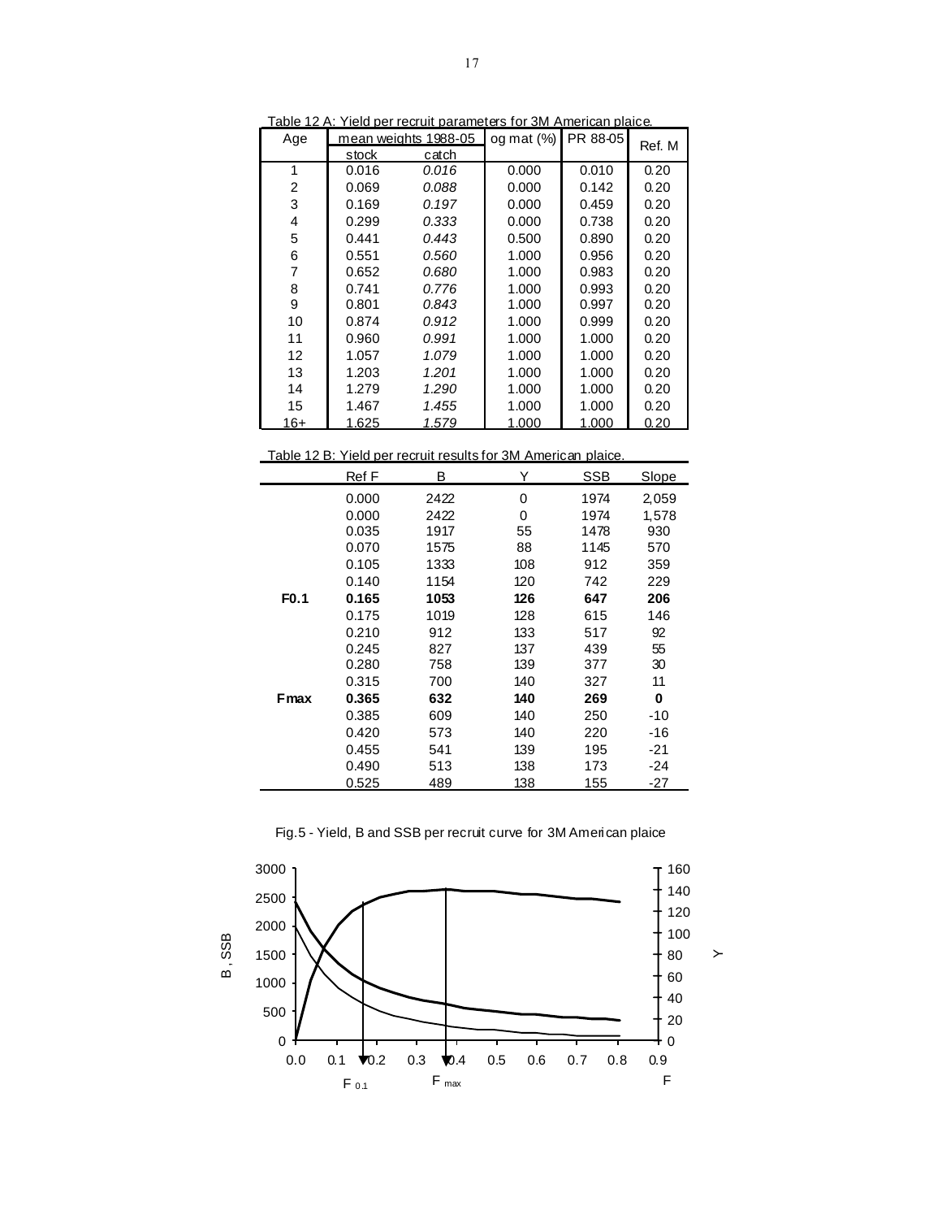Table 12 A: Yield per recruit parameters for 3M American plaice.

| Age | mean weights 1988-05 | | og mat (%) | PR 88-05 | Ref. M |
|---|---|---|---|---|---|
| | stock | catch | | | |
| 1 | 0.016 | *0.016* | 0.000 | 0.010 | 0.20 |
| 2 | 0.069 | *0.088* | 0.000 | 0.142 | 0.20 |
| 3 | 0.169 | *0.197* | 0.000 | 0.459 | 0.20 |
| 4 | 0.299 | *0.333* | 0.000 | 0.738 | 0.20 |
| 5 | 0.441 | *0.443* | 0.500 | 0.890 | 0.20 |
| 6 | 0.551 | *0.560* | 1.000 | 0.956 | 0.20 |
| 7 | 0.652 | *0.680* | 1.000 | 0.983 | 0.20 |
| 8 | 0.741 | *0.776* | 1.000 | 0.993 | 0.20 |
| 9 | 0.801 | *0.843* | 1.000 | 0.997 | 0.20 |
| 10 | 0.874 | *0.912* | 1.000 | 0.999 | 0.20 |
| 11 | 0.960 | *0.991* | 1.000 | 1.000 | 0.20 |
| 12 | 1.057 | *1.079* | 1.000 | 1.000 | 0.20 |
| 13 | 1.203 | *1.201* | 1.000 | 1.000 | 0.20 |
| 14 | 1.279 | *1.290* | 1.000 | 1.000 | 0.20 |
| 15 | 1.467 | *1.455* | 1.000 | 1.000 | 0.20 |
| 16+ | 1.625 | *1.579* | 1.000 | 1.000 | 0.20 |

Table 12 B: Yield per recruit results for 3M American plaice.

| | Ref F | B | Y | SSB | Slope |
|---|---|---|---|---|---|
| | 0.000 | 2422 | 0 | 1974 | 2,059 |
| | 0.000 | 2422 | 0 | 1974 | 1,578 |
| | 0.035 | 1917 | 55 | 1478 | 930 |
| | 0.070 | 1575 | 88 | 1145 | 570 |
| | 0.105 | 1333 | 108 | 912 | 359 |
| | 0.140 | 1154 | 120 | 742 | 229 |
| **F0.1** | **0.165** | **1053** | **126** | **647** | **206** |
| | 0.175 | 1019 | 128 | 615 | 146 |
| | 0.210 | 912 | 133 | 517 | 92 |
| | 0.245 | 827 | 137 | 439 | 55 |
| | 0.280 | 758 | 139 | 377 | 30 |
| | 0.315 | 700 | 140 | 327 | 11 |
| **Fmax** | **0.365** | **632** | **140** | **269** | **0** |
| | 0.385 | 609 | 140 | 250 | -10 |
| | 0.420 | 573 | 140 | 220 | -16 |
| | 0.455 | 541 | 139 | 195 | -21 |
| | 0.490 | 513 | 138 | 173 | -24 |
| | 0.525 | 489 | 138 | 155 | -27 |

Fig.5 - Yield, B and SSB per recruit curve for 3M American plaice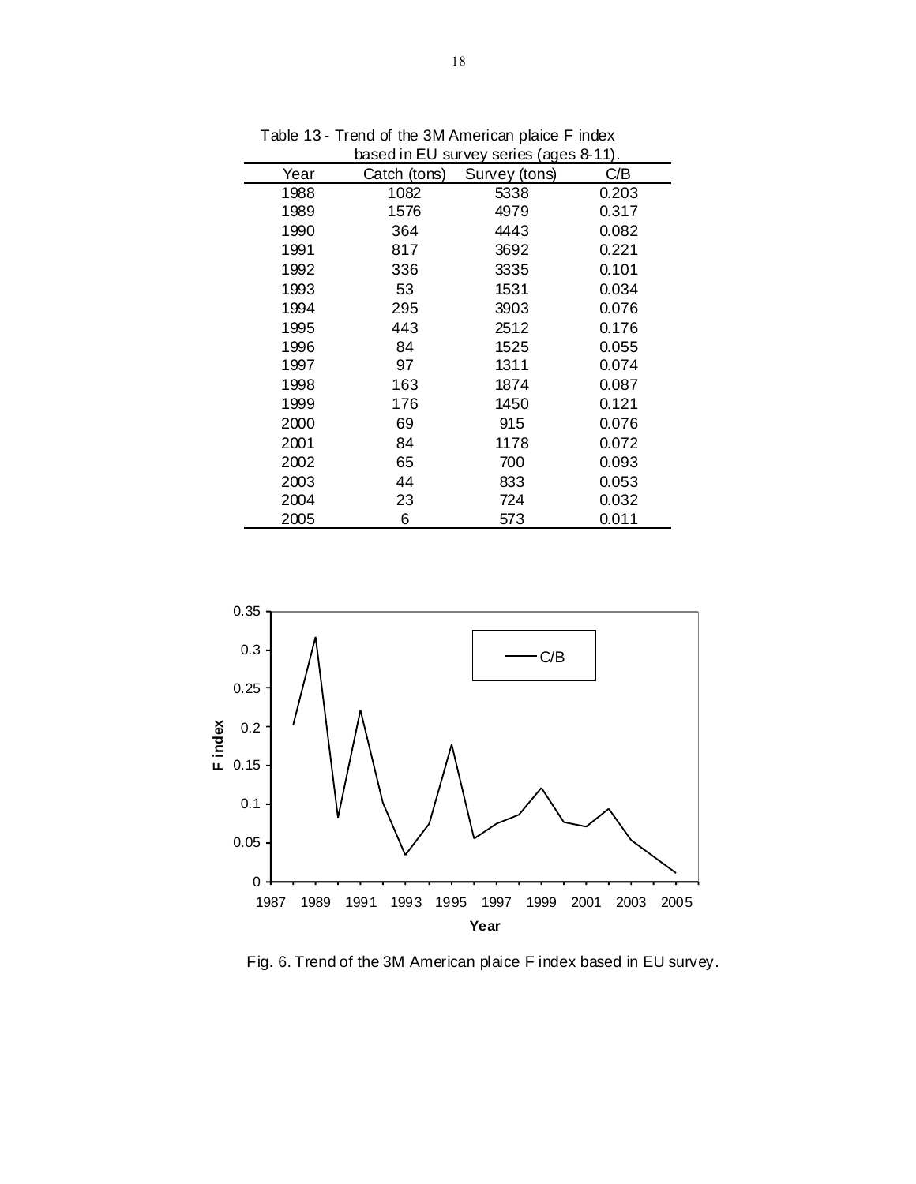Table 13 - Trend of the 3M American plaice F index based in EU survey series (ages 8-11).

| Year | Catch (tons) | Survey (tons) | C/B |
|---|---|---|---|
| 1988 | 1082 | 5338 | 0.203 |
| 1989 | 1576 | 4979 | 0.317 |
| 1990 | 364 | 4443 | 0.082 |
| 1991 | 817 | 3692 | 0.221 |
| 1992 | 336 | 3335 | 0.101 |
| 1993 | 53 | 1531 | 0.034 |
| 1994 | 295 | 3903 | 0.076 |
| 1995 | 443 | 2512 | 0.176 |
| 1996 | 84 | 1525 | 0.055 |
| 1997 | 97 | 1311 | 0.074 |
| 1998 | 163 | 1874 | 0.087 |
| 1999 | 176 | 1450 | 0.121 |
| 2000 | 69 | 915 | 0.076 |
| 2001 | 84 | 1178 | 0.072 |
| 2002 | 65 | 700 | 0.093 |
| 2003 | 44 | 833 | 0.053 |
| 2004 | 23 | 724 | 0.032 |
| 2005 | 6 | 573 | 0.011 |

Fig. 6. Trend of the 3M American plaice F index based in EU survey.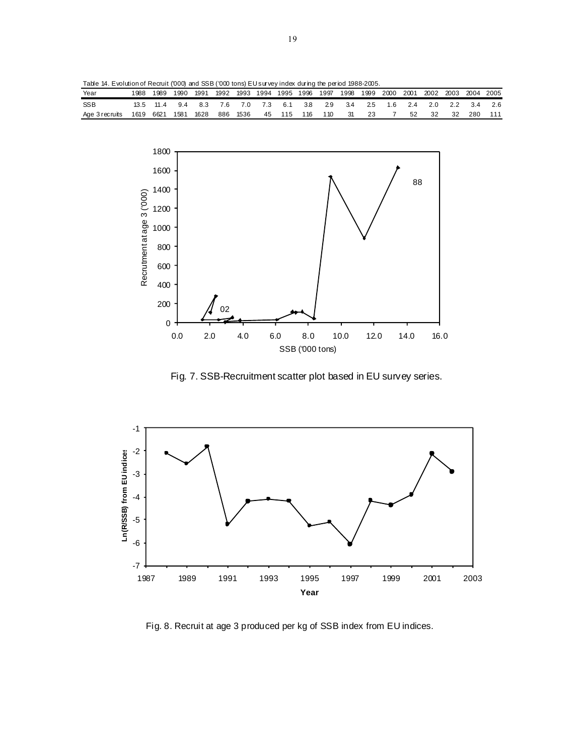Table 14. Evolution of Recruit ('000) and SSB ('000 tons) EU survey index during the period 1988-2005.

| Year | 1988 | 1989 | 1990 | 1991 | 1992 | 1993 | 1994 | 1995 | 1996 | 1997 | 1998 | 1999 | 2000 | 2001 | 2002 | 2003 | 2004 | 2005 |
|---|---|---|---|---|---|---|---|---|---|---|---|---|---|---|---|---|---|---|
| SSB | 13.5 | 11.4 | 9.4 | 8.3 | 7.6 | 7.0 | 7.3 | 6.1 | 3.8 | 2.9 | 3.4 | 2.5 | 1.6 | 2.4 | 2.0 | 2.2 | 3.4 | 2.6 |
| Age 3 recruits | 1619 | 6621 | 1581 | 1628 | 886 | 1536 | 45 | 115 | 116 | 110 | 31 | 23 | 7 | 52 | 32 | 32 | 280 | 111 |

Fig. 7. SSB-Recruitment scatter plot based in EU survey series.

Fig. 8. Recruit at age 3 produced per kg of SSB index from EU indices.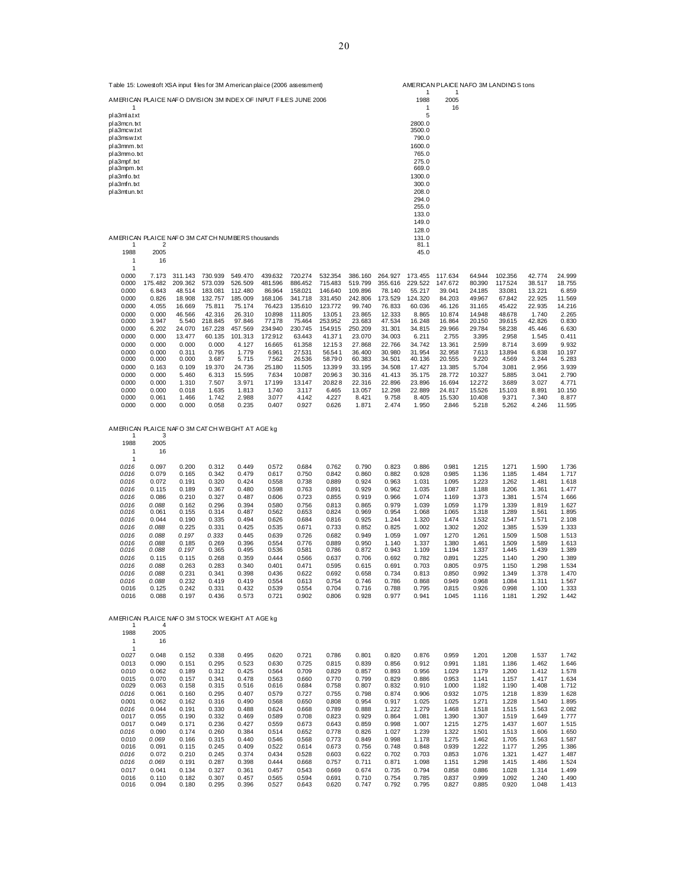Table 15: Lowestoft XSA input files for 3M American plaice (2006 assessment)

AMERICAN PLAICE NAFO DIVISION 3M INDEX OF INPUT FILES JUNE 2006

```
1
pla3mla.txt
pla3mcn.txt
pla3mcw.txt
pla3msw.txt
pla3mnm.txt
pla3mmo.txt
pla3mpf.txt
pla3mpm.txt
pla3mfo.txt
pla3mfn.txt
pla3mtun.txt
```

AMERICAN PLAICE NAFO 3M LANDINGS tons

```
1      1
1988   2005
1      16
5
2800.0
3500.0
790.0
1600.0
765.0
275.0
669.0
1300.0
300.0
208.0
294.0
255.0
133.0
149.0
128.0
131.0
81.1
45.0
```

AMERICAN PLAICE NAFO 3M CATCH NUMBERS thousands

```
1      2
1988   2005
1      16
1
```

| | | | | | | | | | | | | | | | |
|---|---|---|---|---|---|---|---|---|---|---|---|---|---|---|---|
| 0.000 | 7.173 | 311.143 | 730.939 | 549.470 | 439.632 | 720.274 | 532.354 | 386.160 | 264.927 | 173.455 | 117.634 | 64.944 | 102.356 | 42.774 | 24.999 |
| 0.000 | 175.482 | 209.362 | 573.039 | 526.509 | 481.596 | 886.452 | 715.483 | 519.799 | 355.616 | 229.522 | 147.672 | 80.390 | 117.524 | 38.517 | 18.755 |
| 0.000 | 6.843 | 48.514 | 183.081 | 112.480 | 86.964 | 158.021 | 146.640 | 109.896 | 78.140 | 55.217 | 39.041 | 24.185 | 33.081 | 13.221 | 6.859 |
| 0.000 | 0.826 | 18.908 | 132.757 | 185.009 | 168.106 | 341.718 | 331.450 | 242.806 | 173.529 | 124.320 | 84.203 | 49.967 | 67.842 | 22.925 | 11.569 |
| 0.000 | 4.055 | 16.669 | 75.811 | 75.174 | 76.423 | 135.610 | 123.772 | 99.740 | 76.833 | 60.036 | 46.126 | 31.165 | 45.422 | 22.935 | 14.216 |
| 0.000 | 0.000 | 46.566 | 42.316 | 26.310 | 10.898 | 111.805 | 13.051 | 23.865 | 12.333 | 8.865 | 10.874 | 14.948 | 48.678 | 1.740 | 2.265 |
| 0.000 | 3.947 | 5.540 | 218.845 | 97.846 | 77.178 | 75.464 | 253.952 | 23.683 | 47.534 | 16.248 | 16.864 | 20.150 | 39.615 | 42.826 | 0.830 |
| 0.000 | 6.202 | 24.070 | 167.228 | 457.569 | 234.940 | 230.745 | 154.915 | 250.209 | 31.301 | 34.815 | 29.966 | 29.784 | 58.238 | 45.446 | 6.630 |
| 0.000 | 0.000 | 13.477 | 60.135 | 101.313 | 172.912 | 63.443 | 41.371 | 23.070 | 34.003 | 6.211 | 2.755 | 3.395 | 2.958 | 1.545 | 0.411 |
| 0.000 | 0.000 | 0.000 | 0.000 | 4.127 | 16.665 | 61.358 | 12.153 | 27.868 | 22.766 | 34.742 | 13.361 | 2.599 | 8.714 | 3.699 | 9.932 |
| 0.000 | 0.000 | 0.311 | 0.795 | 1.779 | 6.961 | 27.531 | 56.541 | 36.400 | 30.980 | 31.954 | 32.958 | 7.613 | 13.894 | 6.838 | 10.197 |
| 0.000 | 0.000 | 0.000 | 3.687 | 5.715 | 7.562 | 26.536 | 58.790 | 60.383 | 34.501 | 40.136 | 20.555 | 9.220 | 4.569 | 3.244 | 5.283 |
| 0.000 | 0.163 | 0.109 | 19.370 | 24.736 | 25.180 | 11.505 | 13.399 | 33.195 | 34.508 | 17.427 | 13.385 | 5.704 | 3.081 | 2.956 | 3.939 |
| 0.000 | 0.000 | 5.460 | 6.313 | 15.595 | 7.634 | 10.087 | 20.963 | 30.316 | 41.413 | 35.175 | 28.772 | 10.327 | 5.885 | 3.041 | 2.790 |
| 0.000 | 0.000 | 1.310 | 7.507 | 3.971 | 17.199 | 13.147 | 20.828 | 22.316 | 22.896 | 23.896 | 16.694 | 12.272 | 3.689 | 3.027 | 4.771 |
| 0.000 | 0.000 | 0.018 | 1.635 | 1.813 | 1.740 | 3.117 | 6.465 | 13.057 | 12.298 | 22.889 | 24.817 | 15.526 | 15.103 | 8.891 | 10.150 |
| 0.000 | 0.061 | 1.466 | 1.742 | 2.988 | 3.077 | 4.142 | 4.227 | 8.421 | 9.758 | 8.405 | 15.530 | 10.408 | 9.371 | 7.340 | 8.877 |
| 0.000 | 0.000 | 0.000 | 0.058 | 0.235 | 0.407 | 0.927 | 0.626 | 1.871 | 2.474 | 1.950 | 2.846 | 5.218 | 5.262 | 4.246 | 11.595 |

AMERICAN PLAICE NAFO 3M CATCH WEIGHT AT AGE kg

```
1      3
1988   2005
1      16
1
```

| | | | | | | | | | | | | | | | |
|---|---|---|---|---|---|---|---|---|---|---|---|---|---|---|---|
| *0.016* | 0.097 | 0.200 | 0.312 | 0.449 | 0.572 | 0.684 | 0.762 | 0.790 | 0.823 | 0.886 | 0.981 | 1.215 | 1.271 | 1.590 | 1.736 |
| *0.016* | 0.079 | 0.165 | 0.342 | 0.479 | 0.617 | 0.750 | 0.842 | 0.860 | 0.882 | 0.928 | 0.985 | 1.136 | 1.185 | 1.484 | 1.717 |
| *0.016* | 0.072 | 0.191 | 0.320 | 0.424 | 0.558 | 0.738 | 0.889 | 0.924 | 0.963 | 1.031 | 1.095 | 1.223 | 1.262 | 1.481 | 1.618 |
| *0.016* | 0.115 | 0.189 | 0.367 | 0.480 | 0.598 | 0.763 | 0.891 | 0.929 | 0.962 | 1.035 | 1.087 | 1.188 | 1.206 | 1.361 | 1.477 |
| *0.016* | 0.086 | 0.210 | 0.327 | 0.487 | 0.606 | 0.723 | 0.855 | 0.919 | 0.966 | 1.074 | 1.169 | 1.373 | 1.381 | 1.574 | 1.666 |
| *0.016* | *0.088* | 0.162 | 0.296 | 0.394 | 0.580 | 0.756 | 0.813 | 0.865 | 0.979 | 1.039 | 1.059 | 1.179 | 1.339 | 1.819 | 1.627 |
| *0.016* | 0.061 | 0.155 | 0.314 | 0.487 | 0.562 | 0.653 | 0.824 | 0.969 | 0.954 | 1.068 | 1.065 | 1.318 | 1.289 | 1.561 | 1.895 |
| *0.016* | 0.044 | 0.190 | 0.335 | 0.494 | 0.626 | 0.684 | 0.816 | 0.925 | 1.244 | 1.320 | 1.474 | 1.532 | 1.547 | 1.571 | 2.108 |
| *0.016* | *0.088* | 0.225 | 0.331 | 0.425 | 0.535 | 0.671 | 0.733 | 0.852 | 0.825 | 1.002 | 1.302 | 1.202 | 1.385 | 1.539 | 1.333 |
| *0.016* | *0.088* | *0.197* | *0.333* | 0.445 | 0.639 | 0.726 | 0.682 | 0.949 | 1.059 | 1.097 | 1.270 | 1.261 | 1.509 | 1.508 | 1.513 |
| *0.016* | *0.088* | 0.185 | 0.269 | 0.396 | 0.554 | 0.776 | 0.889 | 0.950 | 1.140 | 1.337 | 1.380 | 1.461 | 1.509 | 1.589 | 1.613 |
| *0.016* | *0.088* | *0.197* | 0.365 | 0.495 | 0.536 | 0.581 | 0.786 | 0.872 | 0.943 | 1.109 | 1.194 | 1.337 | 1.445 | 1.439 | 1.389 |
| *0.016* | 0.115 | 0.115 | 0.268 | 0.359 | 0.444 | 0.566 | 0.637 | 0.706 | 0.692 | 0.782 | 0.891 | 1.225 | 1.140 | 1.290 | 1.389 |
| *0.016* | *0.088* | 0.263 | 0.283 | 0.340 | 0.401 | 0.471 | 0.595 | 0.615 | 0.691 | 0.703 | 0.805 | 0.975 | 1.150 | 1.298 | 1.534 |
| *0.016* | *0.088* | 0.231 | 0.341 | 0.398 | 0.436 | 0.622 | 0.692 | 0.658 | 0.734 | 0.813 | 0.850 | 0.992 | 1.349 | 1.378 | 1.470 |
| *0.016* | *0.088* | 0.232 | 0.419 | 0.419 | 0.554 | 0.613 | 0.754 | 0.746 | 0.786 | 0.868 | 0.949 | 0.968 | 1.084 | 1.311 | 1.567 |
| 0.016 | 0.125 | 0.242 | 0.331 | 0.432 | 0.539 | 0.554 | 0.704 | 0.716 | 0.788 | 0.795 | 0.815 | 0.926 | 0.998 | 1.100 | 1.333 |
| 0.016 | 0.088 | 0.197 | 0.436 | 0.573 | 0.721 | 0.902 | 0.806 | 0.928 | 0.977 | 0.941 | 1.045 | 1.116 | 1.181 | 1.292 | 1.442 |

AMERICAN PLAICE NAFO 3M STOCK WEIGHT AT AGE kg

```
1      4
1988   2005
1      16
1
```

| | | | | | | | | | | | | | | | |
|---|---|---|---|---|---|---|---|---|---|---|---|---|---|---|---|
| 0.027 | 0.048 | 0.152 | 0.338 | 0.495 | 0.620 | 0.721 | 0.786 | 0.801 | 0.820 | 0.876 | 0.959 | 1.201 | 1.208 | 1.537 | 1.742 |
| 0.013 | 0.090 | 0.151 | 0.295 | 0.523 | 0.630 | 0.725 | 0.815 | 0.839 | 0.856 | 0.912 | 0.991 | 1.181 | 1.186 | 1.462 | 1.646 |
| 0.010 | 0.062 | 0.189 | 0.312 | 0.425 | 0.564 | 0.709 | 0.829 | 0.857 | 0.893 | 0.956 | 1.029 | 1.179 | 1.200 | 1.412 | 1.578 |
| 0.015 | 0.070 | 0.157 | 0.341 | 0.478 | 0.563 | 0.660 | 0.770 | 0.799 | 0.829 | 0.886 | 0.953 | 1.141 | 1.157 | 1.417 | 1.634 |
| 0.029 | 0.063 | 0.158 | 0.315 | 0.516 | 0.616 | 0.684 | 0.758 | 0.807 | 0.832 | 0.910 | 1.000 | 1.182 | 1.190 | 1.408 | 1.712 |
| *0.016* | 0.061 | 0.160 | 0.295 | 0.407 | 0.579 | 0.727 | 0.755 | 0.798 | 0.874 | 0.906 | 0.932 | 1.075 | 1.218 | 1.839 | 1.628 |
| 0.001 | 0.062 | 0.162 | 0.316 | 0.490 | 0.568 | 0.650 | 0.808 | 0.954 | 0.917 | 1.025 | 1.025 | 1.271 | 1.228 | 1.540 | 1.895 |
| *0.016* | 0.044 | 0.191 | 0.330 | 0.488 | 0.624 | 0.668 | 0.789 | 0.888 | 1.222 | 1.279 | 1.468 | 1.518 | 1.515 | 1.563 | 2.082 |
| 0.017 | 0.055 | 0.190 | 0.332 | 0.469 | 0.589 | 0.708 | 0.823 | 0.929 | 0.864 | 1.081 | 1.390 | 1.307 | 1.519 | 1.649 | 1.777 |
| 0.017 | 0.049 | 0.171 | 0.236 | 0.427 | 0.559 | 0.673 | 0.643 | 0.859 | 0.998 | 1.007 | 1.215 | 1.275 | 1.437 | 1.607 | 1.515 |
| *0.016* | 0.090 | 0.174 | 0.260 | 0.384 | 0.514 | 0.652 | 0.778 | 0.826 | 1.027 | 1.239 | 1.322 | 1.501 | 1.513 | 1.606 | 1.650 |
| 0.010 | *0.069* | 0.166 | 0.315 | 0.440 | 0.546 | 0.568 | 0.773 | 0.849 | 0.998 | 1.178 | 1.275 | 1.462 | 1.705 | 1.563 | 1.587 |
| 0.016 | 0.091 | 0.115 | 0.245 | 0.409 | 0.522 | 0.614 | 0.673 | 0.756 | 0.748 | 0.848 | 0.939 | 1.222 | 1.177 | 1.295 | 1.386 |
| *0.016* | 0.072 | 0.210 | 0.245 | 0.374 | 0.434 | 0.528 | 0.603 | 0.622 | 0.702 | 0.703 | 0.853 | 1.076 | 1.321 | 1.427 | 1.487 |
| *0.016* | *0.069* | 0.191 | 0.287 | 0.398 | 0.444 | 0.668 | 0.757 | 0.711 | 0.871 | 1.098 | 1.151 | 1.298 | 1.415 | 1.486 | 1.524 |
| 0.017 | 0.041 | 0.134 | 0.327 | 0.361 | 0.457 | 0.543 | 0.669 | 0.674 | 0.735 | 0.794 | 0.858 | 0.886 | 1.028 | 1.314 | 1.499 |
| 0.016 | 0.110 | 0.182 | 0.307 | 0.457 | 0.565 | 0.594 | 0.691 | 0.710 | 0.754 | 0.785 | 0.837 | 0.999 | 1.092 | 1.240 | 1.490 |
| 0.016 | 0.094 | 0.180 | 0.295 | 0.396 | 0.527 | 0.643 | 0.620 | 0.747 | 0.792 | 0.795 | 0.827 | 0.885 | 0.920 | 1.048 | 1.413 |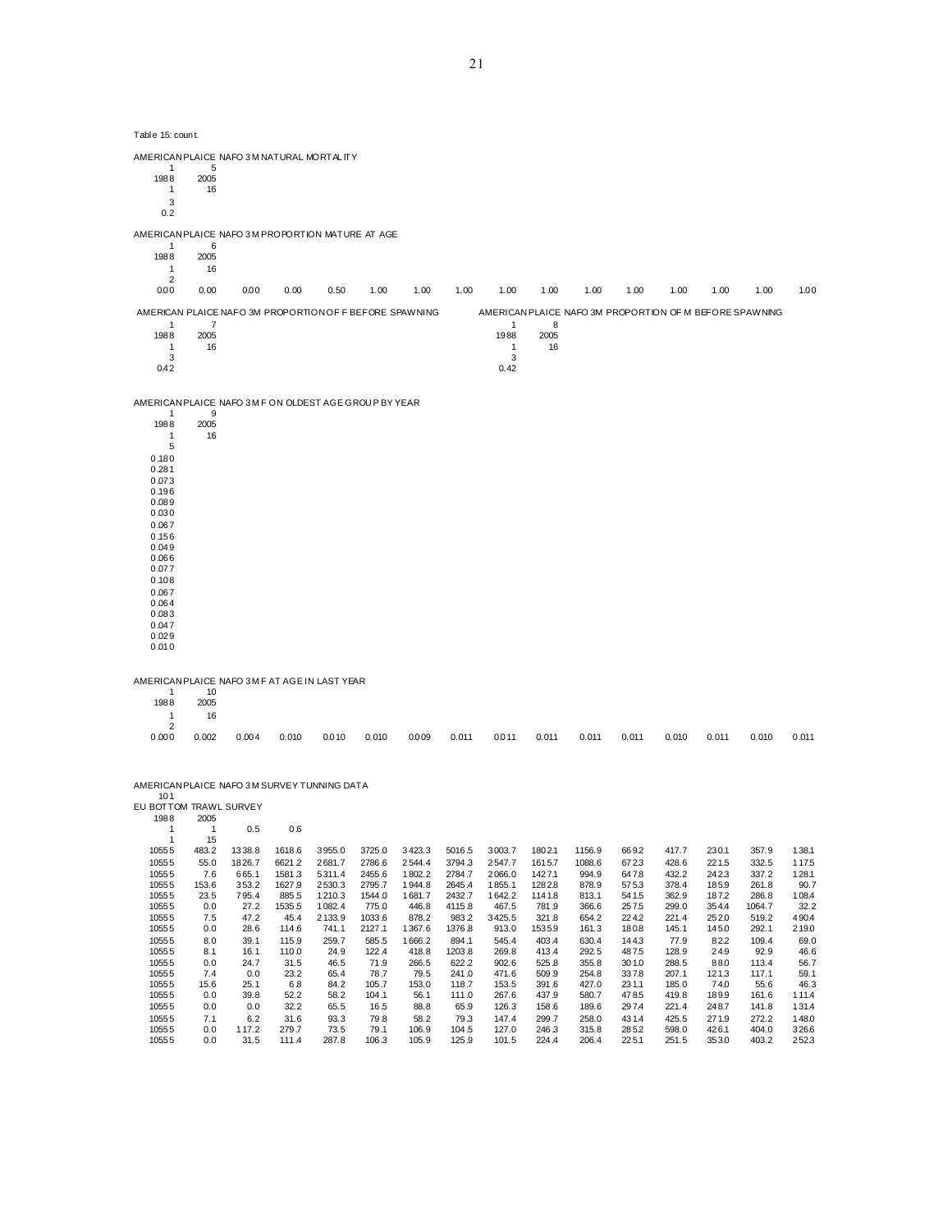Table 15: count.

AMERICAN PLAICE NAFO 3M NATURAL MORTALITY

```
   1      5
1988   2005
   1     16
   3
 0.2
```

AMERICAN PLAICE NAFO 3M PROPORTION MATURE AT AGE

```
   1      6
1988   2005
   1     16
   2
0.00   0.00   0.00   0.00   0.50   1.00   1.00   1.00   1.00   1.00   1.00   1.00   1.00   1.00   1.00   1.00
```

AMERICAN PLAICE NAFO 3M PROPORTION OF F BEFORE SPAWNING

```
   1      7
1988   2005
   1     16
   3
0.42
```

AMERICAN PLAICE NAFO 3M PROPORTION OF M BEFORE SPAWNING

```
   1      8
1988   2005
   1     16
   3
0.42
```

AMERICAN PLAICE NAFO 3M F ON OLDEST AGE GROUP BY YEAR

```
   1      9
1988   2005
   1     16
   5
0.180
0.281
0.073
0.196
0.089
0.030
0.067
0.156
0.049
0.066
0.077
0.108
0.067
0.064
0.083
0.047
0.029
0.010
```

AMERICAN PLAICE NAFO 3M F AT AGE IN LAST YEAR

```
    1      10
 1988    2005
    1      16
    2
0.000   0.002   0.004   0.010   0.010   0.010   0.009   0.011   0.011   0.011   0.011   0.011   0.010   0.011   0.010   0.011
```

AMERICAN PLAICE NAFO 3M SURVEY TUNNING DATA

```
101
EU BOTTOM TRAWL SURVEY
1988   2005
   1      1    0.5    0.6
   1     15
```

| | | | | | | | | | | | | | | | |
|---|---|---|---|---|---|---|---|---|---|---|---|---|---|---|---|
| 10555 | 483.2 | 1338.8 | 1618.6 | 3955.0 | 3725.0 | 3423.3 | 5016.5 | 3003.7 | 1802.1 | 1156.9 | 669.2 | 417.7 | 230.1 | 357.9 | 138.1 |
| 10555 | 55.0 | 1826.7 | 6621.2 | 2681.7 | 2786.6 | 2544.4 | 3794.3 | 2547.7 | 1615.7 | 1088.6 | 672.3 | 428.6 | 221.5 | 332.5 | 117.5 |
| 10555 | 7.6 | 665.1 | 1581.3 | 5311.4 | 2455.6 | 1802.2 | 2784.7 | 2066.0 | 1427.1 | 994.9 | 647.8 | 432.2 | 242.3 | 337.2 | 128.1 |
| 10555 | 153.6 | 353.2 | 1627.9 | 2530.3 | 2795.7 | 1944.8 | 2645.4 | 1855.1 | 1282.8 | 878.9 | 575.3 | 378.4 | 185.9 | 261.8 | 90.7 |
| 10555 | 23.5 | 795.4 | 885.5 | 1210.3 | 1544.0 | 1681.7 | 2432.7 | 1642.2 | 1141.8 | 813.1 | 541.5 | 362.9 | 187.2 | 286.8 | 108.4 |
| 10555 | 0.0 | 27.2 | 1535.5 | 1082.4 | 775.0 | 446.8 | 4115.8 | 467.5 | 781.9 | 366.6 | 257.5 | 299.0 | 354.4 | 1064.7 | 32.2 |
| 10555 | 7.5 | 47.2 | 45.4 | 2133.9 | 1033.6 | 878.2 | 983.2 | 3425.5 | 321.8 | 654.2 | 224.2 | 221.4 | 252.0 | 519.2 | 490.4 |
| 10555 | 0.0 | 28.6 | 114.6 | 741.1 | 2127.1 | 1367.6 | 1376.8 | 913.0 | 1535.9 | 161.3 | 180.8 | 145.1 | 145.0 | 292.1 | 219.0 |
| 10555 | 8.0 | 39.1 | 115.9 | 259.7 | 585.5 | 1666.2 | 894.1 | 545.4 | 403.4 | 630.4 | 144.3 | 77.9 | 82.2 | 109.4 | 69.0 |
| 10555 | 8.1 | 16.1 | 110.0 | 24.9 | 122.4 | 418.8 | 1203.8 | 269.8 | 413.4 | 292.5 | 487.5 | 128.9 | 24.9 | 92.9 | 46.6 |
| 10555 | 0.0 | 24.7 | 31.5 | 46.5 | 71.9 | 266.5 | 622.2 | 902.6 | 525.8 | 355.8 | 301.0 | 288.5 | 88.0 | 113.4 | 56.7 |
| 10555 | 7.4 | 0.0 | 23.2 | 65.4 | 78.7 | 79.5 | 241.0 | 471.6 | 509.9 | 254.8 | 337.8 | 207.1 | 121.3 | 117.1 | 59.1 |
| 10555 | 15.6 | 25.1 | 6.8 | 84.2 | 105.7 | 153.0 | 118.7 | 153.5 | 391.6 | 427.0 | 231.1 | 185.0 | 74.0 | 55.6 | 46.3 |
| 10555 | 0.0 | 39.8 | 52.2 | 58.2 | 104.1 | 56.1 | 111.0 | 267.6 | 437.9 | 580.7 | 478.5 | 419.8 | 189.9 | 161.6 | 111.4 |
| 10555 | 0.0 | 0.0 | 32.2 | 65.5 | 16.5 | 88.8 | 65.9 | 126.3 | 158.6 | 189.6 | 297.4 | 221.4 | 248.7 | 141.8 | 131.4 |
| 10555 | 7.1 | 6.2 | 31.6 | 93.3 | 79.8 | 58.2 | 79.3 | 147.4 | 299.7 | 258.0 | 431.4 | 425.5 | 271.9 | 272.2 | 148.0 |
| 10555 | 0.0 | 117.2 | 279.7 | 73.5 | 79.1 | 106.9 | 104.5 | 127.0 | 246.3 | 315.8 | 285.2 | 598.0 | 426.1 | 404.0 | 326.6 |
| 10555 | 0.0 | 31.5 | 111.4 | 287.8 | 106.3 | 105.9 | 125.9 | 101.5 | 224.4 | 206.4 | 225.1 | 251.5 | 353.0 | 403.2 | 252.3 |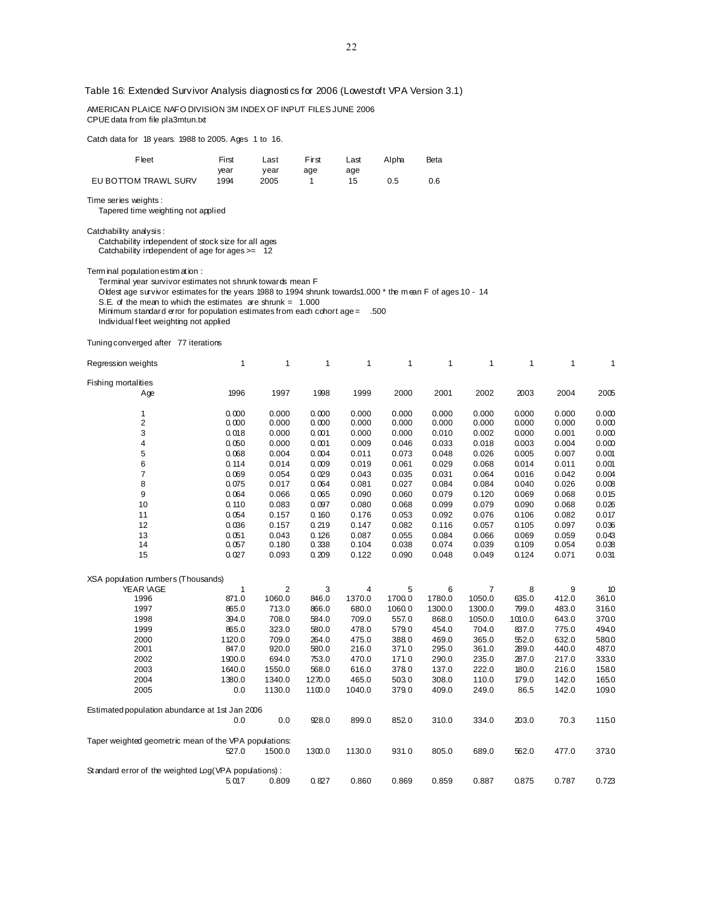Table 16: Extended Survivor Analysis diagnostics for 2006 (Lowestoft VPA Version 3.1)

AMERICAN PLAICE NAFO DIVISION 3M INDEX OF INPUT FILES JUNE 2006
CPUE data from file pla3mtun.txt

Catch data for 18 years. 1988 to 2005. Ages 1 to 16.

| Fleet | First year | Last year | First age | Last age | Alpha | Beta |
|---|---|---|---|---|---|---|
| EU BOTTOM TRAWL SURV | 1994 | 2005 | 1 | 15 | 0.5 | 0.6 |

Time series weights :
Tapered time weighting not applied

Catchability analysis :
Catchability independent of stock size for all ages
Catchability independent of age for ages >= 12

Terminal population estimation :
Terminal year survivor estimates not shrunk towards mean F
Oldest age survivor estimates for the years 1988 to 1994 shrunk towards1.000 * the mean F of ages 10 - 14
S.E. of the mean to which the estimates are shrunk = 1.000
Minimum standard error for population estimates from each cohort age = .500
Individual fleet weighting not applied

Tuning converged after 77 iterations

| Regression weights | 1 | 1 | 1 | 1 | 1 | 1 | 1 | 1 | 1 | 1 |
|---|---|---|---|---|---|---|---|---|---|---|

Fishing mortalities

| Age | 1996 | 1997 | 1998 | 1999 | 2000 | 2001 | 2002 | 2003 | 2004 | 2005 |
|---|---|---|---|---|---|---|---|---|---|---|
| 1 | 0.000 | 0.000 | 0.000 | 0.000 | 0.000 | 0.000 | 0.000 | 0.000 | 0.000 | 0.000 |
| 2 | 0.000 | 0.000 | 0.000 | 0.000 | 0.000 | 0.000 | 0.000 | 0.000 | 0.000 | 0.000 |
| 3 | 0.018 | 0.000 | 0.001 | 0.000 | 0.000 | 0.010 | 0.002 | 0.000 | 0.001 | 0.000 |
| 4 | 0.050 | 0.000 | 0.001 | 0.009 | 0.046 | 0.033 | 0.018 | 0.003 | 0.004 | 0.000 |
| 5 | 0.068 | 0.004 | 0.004 | 0.011 | 0.073 | 0.048 | 0.026 | 0.005 | 0.007 | 0.001 |
| 6 | 0.114 | 0.014 | 0.009 | 0.019 | 0.061 | 0.029 | 0.068 | 0.014 | 0.011 | 0.001 |
| 7 | 0.069 | 0.054 | 0.029 | 0.043 | 0.035 | 0.031 | 0.064 | 0.016 | 0.042 | 0.004 |
| 8 | 0.075 | 0.017 | 0.064 | 0.081 | 0.027 | 0.084 | 0.084 | 0.040 | 0.026 | 0.008 |
| 9 | 0.064 | 0.066 | 0.065 | 0.090 | 0.060 | 0.079 | 0.120 | 0.069 | 0.068 | 0.015 |
| 10 | 0.110 | 0.083 | 0.097 | 0.080 | 0.068 | 0.099 | 0.079 | 0.090 | 0.068 | 0.026 |
| 11 | 0.054 | 0.157 | 0.160 | 0.176 | 0.053 | 0.092 | 0.076 | 0.106 | 0.082 | 0.017 |
| 12 | 0.036 | 0.157 | 0.219 | 0.147 | 0.082 | 0.116 | 0.057 | 0.105 | 0.097 | 0.036 |
| 13 | 0.051 | 0.043 | 0.126 | 0.087 | 0.055 | 0.084 | 0.066 | 0.069 | 0.059 | 0.043 |
| 14 | 0.057 | 0.180 | 0.338 | 0.104 | 0.038 | 0.074 | 0.039 | 0.109 | 0.054 | 0.038 |
| 15 | 0.027 | 0.093 | 0.209 | 0.122 | 0.090 | 0.048 | 0.049 | 0.124 | 0.071 | 0.031 |

XSA population numbers (Thousands)

| YEAR \AGE | 1 | 2 | 3 | 4 | 5 | 6 | 7 | 8 | 9 | 10 |
|---|---|---|---|---|---|---|---|---|---|---|
| 1996 | 871.0 | 1060.0 | 846.0 | 1370.0 | 1700.0 | 1780.0 | 1050.0 | 635.0 | 412.0 | 361.0 |
| 1997 | 865.0 | 713.0 | 866.0 | 680.0 | 1060.0 | 1300.0 | 1300.0 | 799.0 | 483.0 | 316.0 |
| 1998 | 394.0 | 708.0 | 584.0 | 709.0 | 557.0 | 868.0 | 1050.0 | 1010.0 | 643.0 | 370.0 |
| 1999 | 865.0 | 323.0 | 580.0 | 478.0 | 579.0 | 454.0 | 704.0 | 837.0 | 775.0 | 494.0 |
| 2000 | 1120.0 | 709.0 | 264.0 | 475.0 | 388.0 | 469.0 | 365.0 | 552.0 | 632.0 | 580.0 |
| 2001 | 847.0 | 920.0 | 580.0 | 216.0 | 371.0 | 295.0 | 361.0 | 289.0 | 440.0 | 487.0 |
| 2002 | 1900.0 | 694.0 | 753.0 | 470.0 | 171.0 | 290.0 | 235.0 | 287.0 | 217.0 | 333.0 |
| 2003 | 1640.0 | 1550.0 | 568.0 | 616.0 | 378.0 | 137.0 | 222.0 | 180.0 | 216.0 | 158.0 |
| 2004 | 1380.0 | 1340.0 | 1270.0 | 465.0 | 503.0 | 308.0 | 110.0 | 179.0 | 142.0 | 165.0 |
| 2005 | 0.0 | 1130.0 | 1100.0 | 1040.0 | 379.0 | 409.0 | 249.0 | 86.5 | 142.0 | 109.0 |

Estimated population abundance at 1st Jan 2006

| | | | | | | | | | |
|---|---|---|---|---|---|---|---|---|---|
| 0.0 | 0.0 | 928.0 | 899.0 | 852.0 | 310.0 | 334.0 | 203.0 | 70.3 | 115.0 |

Taper weighted geometric mean of the VPA populations:

| | | | | | | | | | |
|---|---|---|---|---|---|---|---|---|---|
| 527.0 | 1500.0 | 1300.0 | 1130.0 | 931.0 | 805.0 | 689.0 | 562.0 | 477.0 | 373.0 |

Standard error of the weighted Log(VPA populations) :

| | | | | | | | | | |
|---|---|---|---|---|---|---|---|---|---|
| 5.017 | 0.809 | 0.827 | 0.860 | 0.869 | 0.859 | 0.887 | 0.875 | 0.787 | 0.723 |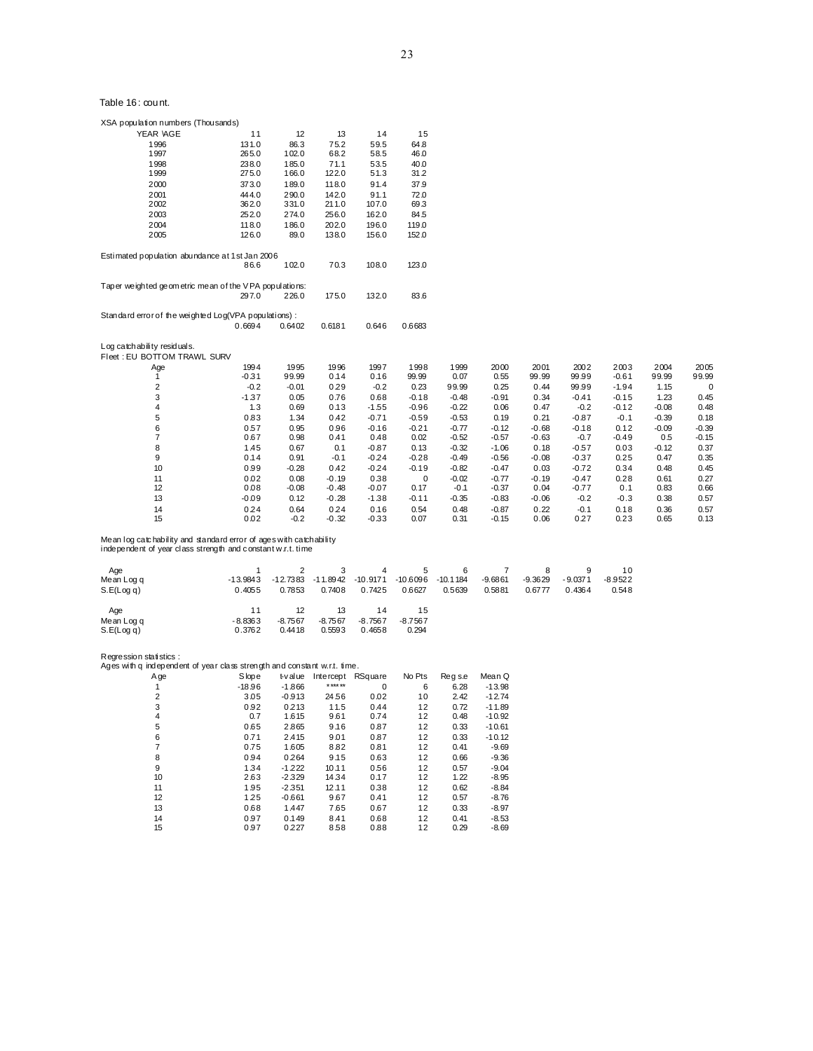Table 16: count.

XSA population numbers (Thousands)

| YEAR \AGE | 11 | 12 | 13 | 14 | 15 |
|---|---|---|---|---|---|
| 1996 | 131.0 | 86.3 | 75.2 | 59.5 | 64.8 |
| 1997 | 265.0 | 102.0 | 68.2 | 58.5 | 46.0 |
| 1998 | 238.0 | 185.0 | 71.1 | 53.5 | 40.0 |
| 1999 | 275.0 | 166.0 | 122.0 | 51.3 | 31.2 |
| 2000 | 373.0 | 189.0 | 118.0 | 91.4 | 37.9 |
| 2001 | 444.0 | 290.0 | 142.0 | 91.1 | 72.0 |
| 2002 | 362.0 | 331.0 | 211.0 | 107.0 | 69.3 |
| 2003 | 252.0 | 274.0 | 256.0 | 162.0 | 84.5 |
| 2004 | 118.0 | 186.0 | 202.0 | 196.0 | 119.0 |
| 2005 | 126.0 | 89.0 | 138.0 | 156.0 | 152.0 |

Estimated population abundance at 1st Jan 2006

| | | | | |
|---|---|---|---|---|
| 86.6 | 102.0 | 70.3 | 108.0 | 123.0 |

Taper weighted geometric mean of the VPA populations:

| | | | | |
|---|---|---|---|---|
| 297.0 | 226.0 | 175.0 | 132.0 | 83.6 |

Standard error of the weighted Log(VPA populations) :

| | | | | |
|---|---|---|---|---|
| 0.6694 | 0.6402 | 0.6181 | 0.646 | 0.6683 |

Log catchability residuals.

Fleet : EU BOTTOM TRAWL SURV

| Age | 1994 | 1995 | 1996 | 1997 | 1998 | 1999 | 2000 | 2001 | 2002 | 2003 | 2004 | 2005 |
|---|---|---|---|---|---|---|---|---|---|---|---|---|
| 1 | -0.31 | 99.99 | 0.14 | 0.16 | 99.99 | 0.07 | 0.55 | 99.99 | 99.99 | -0.61 | 99.99 | 99.99 |
| 2 | -0.2 | -0.01 | 0.29 | -0.2 | 0.23 | 99.99 | 0.25 | 0.44 | 99.99 | -1.94 | 1.15 | 0 |
| 3 | -1.37 | 0.05 | 0.76 | 0.68 | -0.18 | -0.48 | -0.91 | 0.34 | -0.41 | -0.15 | 1.23 | 0.45 |
| 4 | 1.3 | 0.69 | 0.13 | -1.55 | -0.96 | -0.22 | 0.06 | 0.47 | -0.2 | -0.12 | -0.08 | 0.48 |
| 5 | 0.83 | 1.34 | 0.42 | -0.71 | -0.59 | -0.53 | 0.19 | 0.21 | -0.87 | -0.1 | -0.39 | 0.18 |
| 6 | 0.57 | 0.95 | 0.96 | -0.16 | -0.21 | -0.77 | -0.12 | -0.68 | -0.18 | 0.12 | -0.09 | -0.39 |
| 7 | 0.67 | 0.98 | 0.41 | 0.48 | 0.02 | -0.52 | -0.57 | -0.63 | -0.7 | -0.49 | 0.5 | -0.15 |
| 8 | 1.45 | 0.67 | 0.1 | -0.87 | 0.13 | -0.32 | -1.06 | 0.18 | -0.57 | 0.03 | -0.12 | 0.37 |
| 9 | 0.14 | 0.91 | -0.1 | -0.24 | -0.28 | -0.49 | -0.56 | -0.08 | -0.37 | 0.25 | 0.47 | 0.35 |
| 10 | 0.99 | -0.28 | 0.42 | -0.24 | -0.19 | -0.82 | -0.47 | 0.03 | -0.72 | 0.34 | 0.48 | 0.45 |
| 11 | 0.02 | 0.08 | -0.19 | 0.38 | 0 | -0.02 | -0.77 | -0.19 | -0.47 | 0.28 | 0.61 | 0.27 |
| 12 | 0.08 | -0.08 | -0.48 | -0.07 | 0.17 | -0.1 | -0.37 | 0.04 | -0.77 | 0.1 | 0.83 | 0.66 |
| 13 | -0.09 | 0.12 | -0.28 | -1.38 | -0.11 | -0.35 | -0.83 | -0.06 | -0.2 | -0.3 | 0.38 | 0.57 |
| 14 | 0.24 | 0.64 | 0.24 | 0.16 | 0.54 | 0.48 | -0.87 | 0.22 | -0.1 | 0.18 | 0.36 | 0.57 |
| 15 | 0.02 | -0.2 | -0.32 | -0.33 | 0.07 | 0.31 | -0.15 | 0.06 | 0.27 | 0.23 | 0.65 | 0.13 |

Mean log catchability and standard error of ages with catchability
independent of year class strength and constant w.r.t. time

| Age | 1 | 2 | 3 | 4 | 5 | 6 | 7 | 8 | 9 | 10 |
|---|---|---|---|---|---|---|---|---|---|---|
| Mean Log q | -13.9843 | -12.7383 | -11.8942 | -10.9171 | -10.6096 | -10.1184 | -9.6861 | -9.3629 | -9.0371 | -8.9522 |
| S.E(Log q) | 0.4055 | 0.7853 | 0.7408 | 0.7425 | 0.6627 | 0.5639 | 0.5881 | 0.6777 | 0.4364 | 0.548 |

| Age | 11 | 12 | 13 | 14 | 15 |
|---|---|---|---|---|---|
| Mean Log q | -8.8363 | -8.7567 | -8.7567 | -8.7567 | -8.7567 |
| S.E(Log q) | 0.3762 | 0.4418 | 0.5593 | 0.4658 | 0.294 |

Regression statistics :

Ages with q independent of year class strength and constant w.r.t. time.

| Age | Slope | t-value | Intercept | RSquare | No Pts | Reg s.e | Mean Q |
|---|---|---|---|---|---|---|---|
| 1 | -18.96 | -1.866 | ****** | 0 | 6 | 6.28 | -13.98 |
| 2 | 3.05 | -0.913 | 24.56 | 0.02 | 10 | 2.42 | -12.74 |
| 3 | 0.92 | 0.213 | 11.5 | 0.44 | 12 | 0.72 | -11.89 |
| 4 | 0.7 | 1.615 | 9.61 | 0.74 | 12 | 0.48 | -10.92 |
| 5 | 0.65 | 2.865 | 9.16 | 0.87 | 12 | 0.33 | -10.61 |
| 6 | 0.71 | 2.415 | 9.01 | 0.87 | 12 | 0.33 | -10.12 |
| 7 | 0.75 | 1.605 | 8.82 | 0.81 | 12 | 0.41 | -9.69 |
| 8 | 0.94 | 0.264 | 9.15 | 0.63 | 12 | 0.66 | -9.36 |
| 9 | 1.34 | -1.222 | 10.11 | 0.56 | 12 | 0.57 | -9.04 |
| 10 | 2.63 | -2.329 | 14.34 | 0.17 | 12 | 1.22 | -8.95 |
| 11 | 1.95 | -2.351 | 12.11 | 0.38 | 12 | 0.62 | -8.84 |
| 12 | 1.25 | -0.661 | 9.67 | 0.41 | 12 | 0.57 | -8.76 |
| 13 | 0.68 | 1.447 | 7.65 | 0.67 | 12 | 0.33 | -8.97 |
| 14 | 0.97 | 0.149 | 8.41 | 0.68 | 12 | 0.41 | -8.53 |
| 15 | 0.97 | 0.227 | 8.58 | 0.88 | 12 | 0.29 | -8.69 |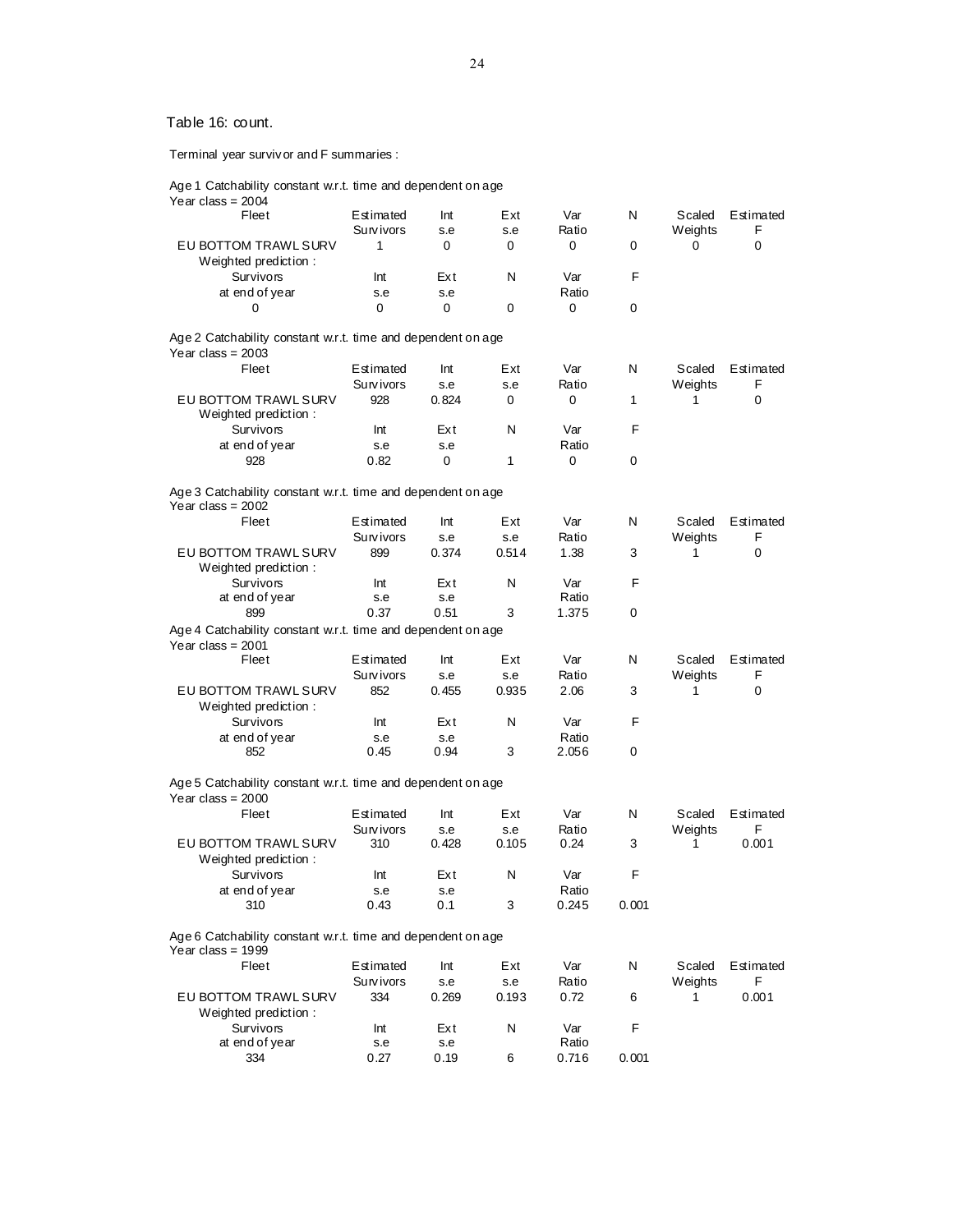Table 16: count.

Terminal year survivor and F summaries :

Age 1 Catchability constant w.r.t. time and dependent on age

Year class = 2004

| Fleet | Estimated Survivors | Int s.e | Ext s.e | Var Ratio | N | Scaled Weights | Estimated F |
|---|---|---|---|---|---|---|---|
| EU BOTTOM TRAWL SURV | 1 | 0 | 0 | 0 | 0 | 0 | 0 |

Weighted prediction :

| Survivors at end of year | Int s.e | Ext s.e | N | Var Ratio | F |
|---|---|---|---|---|---|
| 0 | 0 | 0 | 0 | 0 | 0 |

Age 2 Catchability constant w.r.t. time and dependent on age

Year class = 2003

| Fleet | Estimated Survivors | Int s.e | Ext s.e | Var Ratio | N | Scaled Weights | Estimated F |
|---|---|---|---|---|---|---|---|
| EU BOTTOM TRAWL SURV | 928 | 0.824 | 0 | 0 | 1 | 1 | 0 |

Weighted prediction :

| Survivors at end of year | Int s.e | Ext s.e | N | Var Ratio | F |
|---|---|---|---|---|---|
| 928 | 0.82 | 0 | 1 | 0 | 0 |

Age 3 Catchability constant w.r.t. time and dependent on age

Year class = 2002

| Fleet | Estimated Survivors | Int s.e | Ext s.e | Var Ratio | N | Scaled Weights | Estimated F |
|---|---|---|---|---|---|---|---|
| EU BOTTOM TRAWL SURV | 899 | 0.374 | 0.514 | 1.38 | 3 | 1 | 0 |

Weighted prediction :

| Survivors at end of year | Int s.e | Ext s.e | N | Var Ratio | F |
|---|---|---|---|---|---|
| 899 | 0.37 | 0.51 | 3 | 1.375 | 0 |

Age 4 Catchability constant w.r.t. time and dependent on age

Year class = 2001

| Fleet | Estimated Survivors | Int s.e | Ext s.e | Var Ratio | N | Scaled Weights | Estimated F |
|---|---|---|---|---|---|---|---|
| EU BOTTOM TRAWL SURV | 852 | 0.455 | 0.935 | 2.06 | 3 | 1 | 0 |

Weighted prediction :

| Survivors at end of year | Int s.e | Ext s.e | N | Var Ratio | F |
|---|---|---|---|---|---|
| 852 | 0.45 | 0.94 | 3 | 2.056 | 0 |

Age 5 Catchability constant w.r.t. time and dependent on age

Year class = 2000

| Fleet | Estimated Survivors | Int s.e | Ext s.e | Var Ratio | N | Scaled Weights | Estimated F |
|---|---|---|---|---|---|---|---|
| EU BOTTOM TRAWL SURV | 310 | 0.428 | 0.105 | 0.24 | 3 | 1 | 0.001 |

Weighted prediction :

| Survivors at end of year | Int s.e | Ext s.e | N | Var Ratio | F |
|---|---|---|---|---|---|
| 310 | 0.43 | 0.1 | 3 | 0.245 | 0.001 |

Age 6 Catchability constant w.r.t. time and dependent on age

Year class = 1999

| Fleet | Estimated Survivors | Int s.e | Ext s.e | Var Ratio | N | Scaled Weights | Estimated F |
|---|---|---|---|---|---|---|---|
| EU BOTTOM TRAWL SURV | 334 | 0.269 | 0.193 | 0.72 | 6 | 1 | 0.001 |

Weighted prediction :

| Survivors at end of year | Int s.e | Ext s.e | N | Var Ratio | F |
|---|---|---|---|---|---|
| 334 | 0.27 | 0.19 | 6 | 0.716 | 0.001 |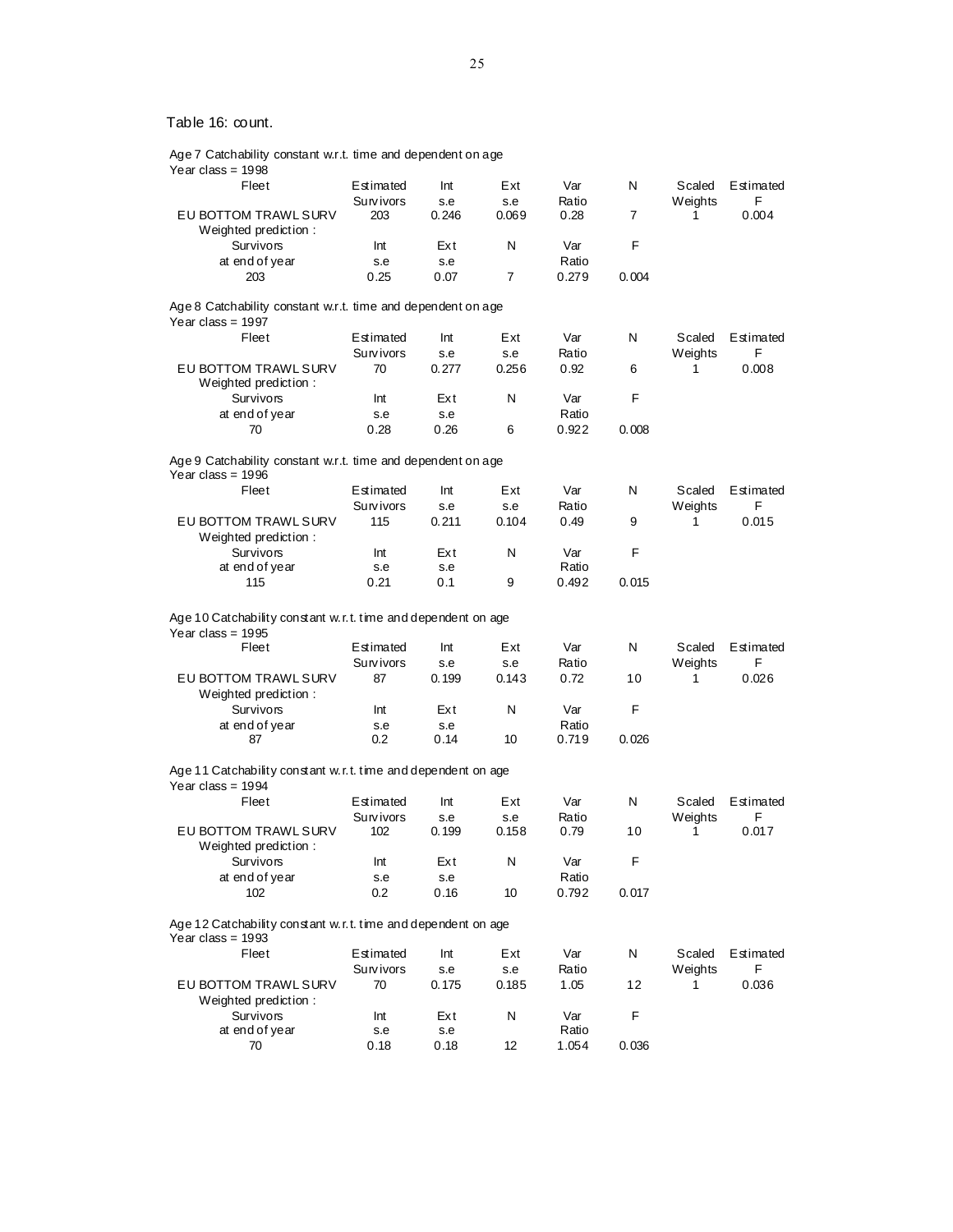Table 16: count.

Age 7 Catchability constant w.r.t. time and dependent on age
Year class = 1998

| Fleet | Estimated Survivors | Int s.e | Ext s.e | Var Ratio | N | Scaled Weights | Estimated F |
|---|---|---|---|---|---|---|---|
| EU BOTTOM TRAWL SURV | 203 | 0.246 | 0.069 | 0.28 | 7 | 1 | 0.004 |

Weighted prediction :

| Survivors at end of year | Int s.e | Ext s.e | N | Var Ratio | F |
|---|---|---|---|---|---|
| 203 | 0.25 | 0.07 | 7 | 0.279 | 0.004 |

Age 8 Catchability constant w.r.t. time and dependent on age
Year class = 1997

| Fleet | Estimated Survivors | Int s.e | Ext s.e | Var Ratio | N | Scaled Weights | Estimated F |
|---|---|---|---|---|---|---|---|
| EU BOTTOM TRAWL SURV | 70 | 0.277 | 0.256 | 0.92 | 6 | 1 | 0.008 |

Weighted prediction :

| Survivors at end of year | Int s.e | Ext s.e | N | Var Ratio | F |
|---|---|---|---|---|---|
| 70 | 0.28 | 0.26 | 6 | 0.922 | 0.008 |

Age 9 Catchability constant w.r.t. time and dependent on age
Year class = 1996

| Fleet | Estimated Survivors | Int s.e | Ext s.e | Var Ratio | N | Scaled Weights | Estimated F |
|---|---|---|---|---|---|---|---|
| EU BOTTOM TRAWL SURV | 115 | 0.211 | 0.104 | 0.49 | 9 | 1 | 0.015 |

Weighted prediction :

| Survivors at end of year | Int s.e | Ext s.e | N | Var Ratio | F |
|---|---|---|---|---|---|
| 115 | 0.21 | 0.1 | 9 | 0.492 | 0.015 |

Age 10 Catchability constant w.r.t. time and dependent on age
Year class = 1995

| Fleet | Estimated Survivors | Int s.e | Ext s.e | Var Ratio | N | Scaled Weights | Estimated F |
|---|---|---|---|---|---|---|---|
| EU BOTTOM TRAWL SURV | 87 | 0.199 | 0.143 | 0.72 | 10 | 1 | 0.026 |

Weighted prediction :

| Survivors at end of year | Int s.e | Ext s.e | N | Var Ratio | F |
|---|---|---|---|---|---|
| 87 | 0.2 | 0.14 | 10 | 0.719 | 0.026 |

Age 11 Catchability constant w.r.t. time and dependent on age
Year class = 1994

| Fleet | Estimated Survivors | Int s.e | Ext s.e | Var Ratio | N | Scaled Weights | Estimated F |
|---|---|---|---|---|---|---|---|
| EU BOTTOM TRAWL SURV | 102 | 0.199 | 0.158 | 0.79 | 10 | 1 | 0.017 |

Weighted prediction :

| Survivors at end of year | Int s.e | Ext s.e | N | Var Ratio | F |
|---|---|---|---|---|---|
| 102 | 0.2 | 0.16 | 10 | 0.792 | 0.017 |

Age 12 Catchability constant w.r.t. time and dependent on age
Year class = 1993

| Fleet | Estimated Survivors | Int s.e | Ext s.e | Var Ratio | N | Scaled Weights | Estimated F |
|---|---|---|---|---|---|---|---|
| EU BOTTOM TRAWL SURV | 70 | 0.175 | 0.185 | 1.05 | 12 | 1 | 0.036 |

Weighted prediction :

| Survivors at end of year | Int s.e | Ext s.e | N | Var Ratio | F |
|---|---|---|---|---|---|
| 70 | 0.18 | 0.18 | 12 | 1.054 | 0.036 |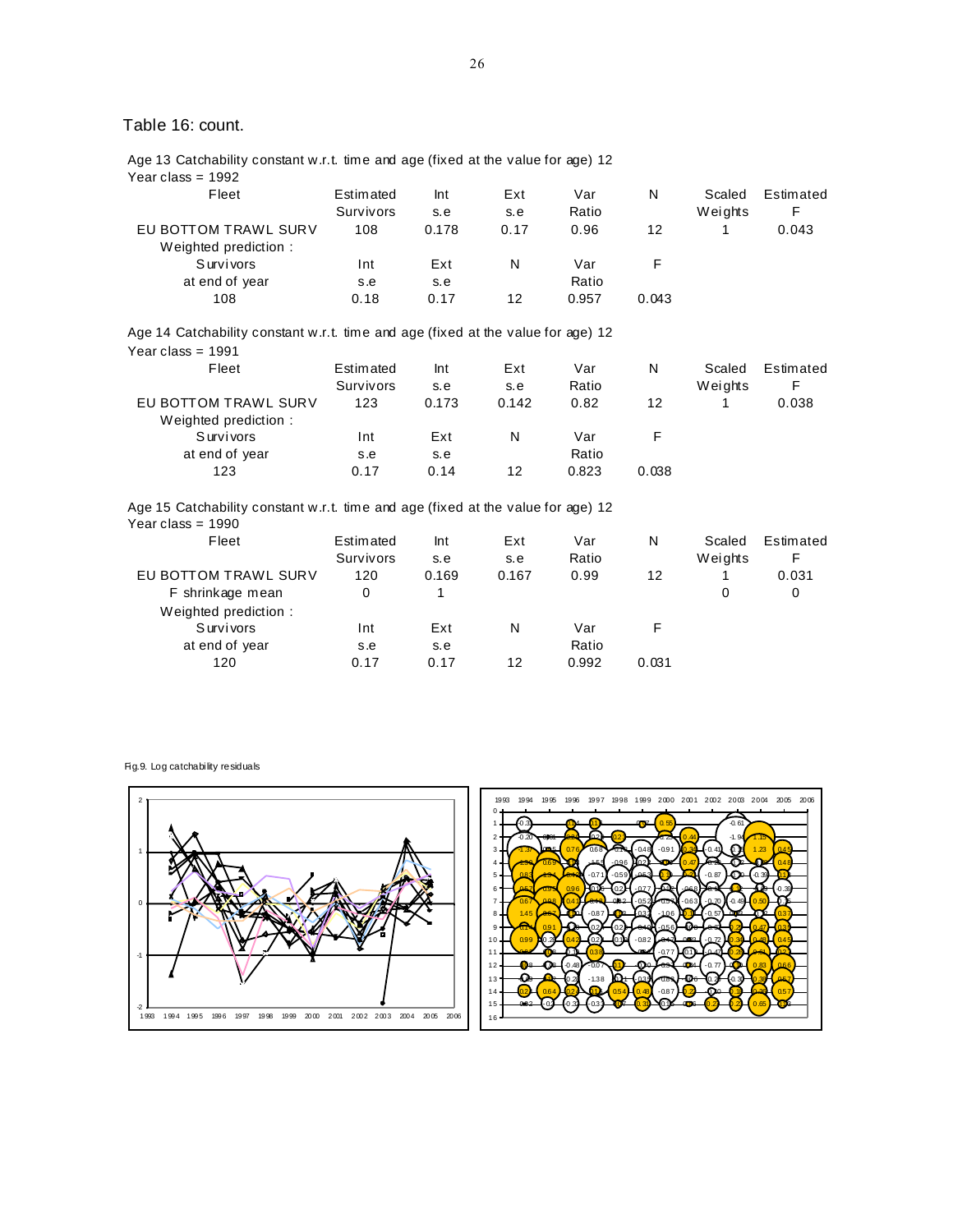Table 16: count.

Age 13 Catchability constant w.r.t. time and age (fixed at the value for age) 12

Year class = 1992

| Fleet | Estimated Survivors | Int s.e | Ext s.e | Var Ratio | N | Scaled Weights | Estimated F |
|---|---|---|---|---|---|---|---|
| EU BOTTOM TRAWL SURV | 108 | 0.178 | 0.17 | 0.96 | 12 | 1 | 0.043 |

Weighted prediction :

| Survivors at end of year | Int s.e | Ext s.e | N | Var Ratio | F |
|---|---|---|---|---|---|
| 108 | 0.18 | 0.17 | 12 | 0.957 | 0.043 |

Age 14 Catchability constant w.r.t. time and age (fixed at the value for age) 12

Year class = 1991

| Fleet | Estimated Survivors | Int s.e | Ext s.e | Var Ratio | N | Scaled Weights | Estimated F |
|---|---|---|---|---|---|---|---|
| EU BOTTOM TRAWL SURV | 123 | 0.173 | 0.142 | 0.82 | 12 | 1 | 0.038 |

Weighted prediction :

| Survivors at end of year | Int s.e | Ext s.e | N | Var Ratio | F |
|---|---|---|---|---|---|
| 123 | 0.17 | 0.14 | 12 | 0.823 | 0.038 |

Age 15 Catchability constant w.r.t. time and age (fixed at the value for age) 12

Year class = 1990

| Fleet | Estimated Survivors | Int s.e | Ext s.e | Var Ratio | N | Scaled Weights | Estimated F |
|---|---|---|---|---|---|---|---|
| EU BOTTOM TRAWL SURV | 120 | 0.169 | 0.167 | 0.99 | 12 | 1 | 0.031 |
| F shrinkage mean | 0 | 1 | | | | 0 | 0 |

Weighted prediction :

| Survivors at end of year | Int s.e | Ext s.e | N | Var Ratio | F |
|---|---|---|---|---|---|
| 120 | 0.17 | 0.17 | 12 | 0.992 | 0.031 |

Fig.9. Log catchability residuals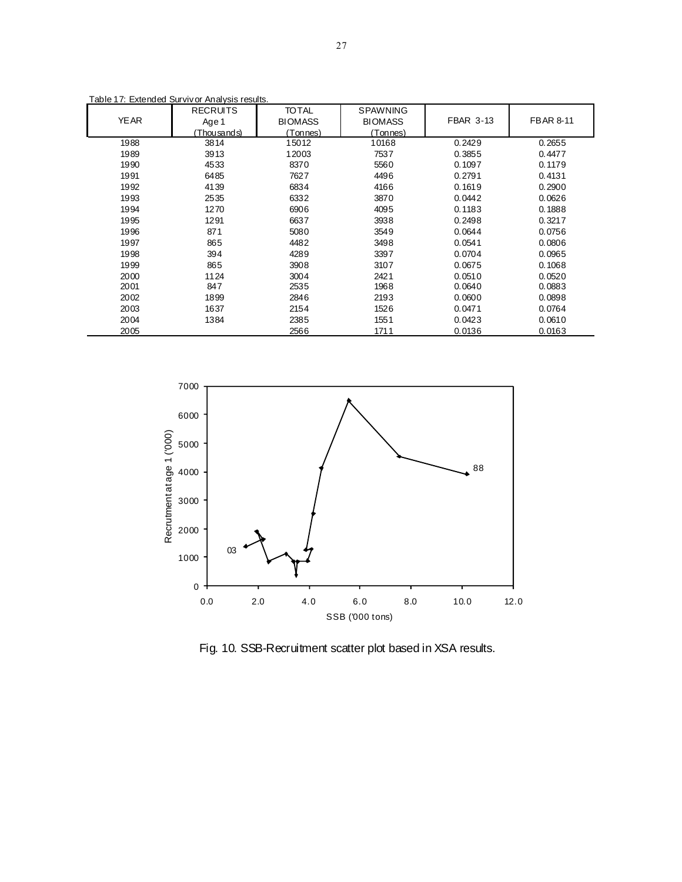Table 17: Extended Survivor Analysis results.

| YEAR | RECRUITS Age 1 (Thousands) | TOTAL BIOMASS (Tonnes) | SPAWNING BIOMASS (Tonnes) | FBAR 3-13 | FBAR 8-11 |
|---|---|---|---|---|---|
| 1988 | 3814 | 15012 | 10168 | 0.2429 | 0.2655 |
| 1989 | 3913 | 12003 | 7537 | 0.3855 | 0.4477 |
| 1990 | 4533 | 8370 | 5560 | 0.1097 | 0.1179 |
| 1991 | 6485 | 7627 | 4496 | 0.2791 | 0.4131 |
| 1992 | 4139 | 6834 | 4166 | 0.1619 | 0.2900 |
| 1993 | 2535 | 6332 | 3870 | 0.0442 | 0.0626 |
| 1994 | 1270 | 6906 | 4095 | 0.1183 | 0.1888 |
| 1995 | 1291 | 6637 | 3938 | 0.2498 | 0.3217 |
| 1996 | 871 | 5080 | 3549 | 0.0644 | 0.0756 |
| 1997 | 865 | 4482 | 3498 | 0.0541 | 0.0806 |
| 1998 | 394 | 4289 | 3397 | 0.0704 | 0.0965 |
| 1999 | 865 | 3908 | 3107 | 0.0675 | 0.1068 |
| 2000 | 1124 | 3004 | 2421 | 0.0510 | 0.0520 |
| 2001 | 847 | 2535 | 1968 | 0.0640 | 0.0883 |
| 2002 | 1899 | 2846 | 2193 | 0.0600 | 0.0898 |
| 2003 | 1637 | 2154 | 1526 | 0.0471 | 0.0764 |
| 2004 | 1384 | 2385 | 1551 | 0.0423 | 0.0610 |
| 2005 | | 2566 | 1711 | 0.0136 | 0.0163 |

Fig. 10. SSB-Recruitment scatter plot based in XSA results.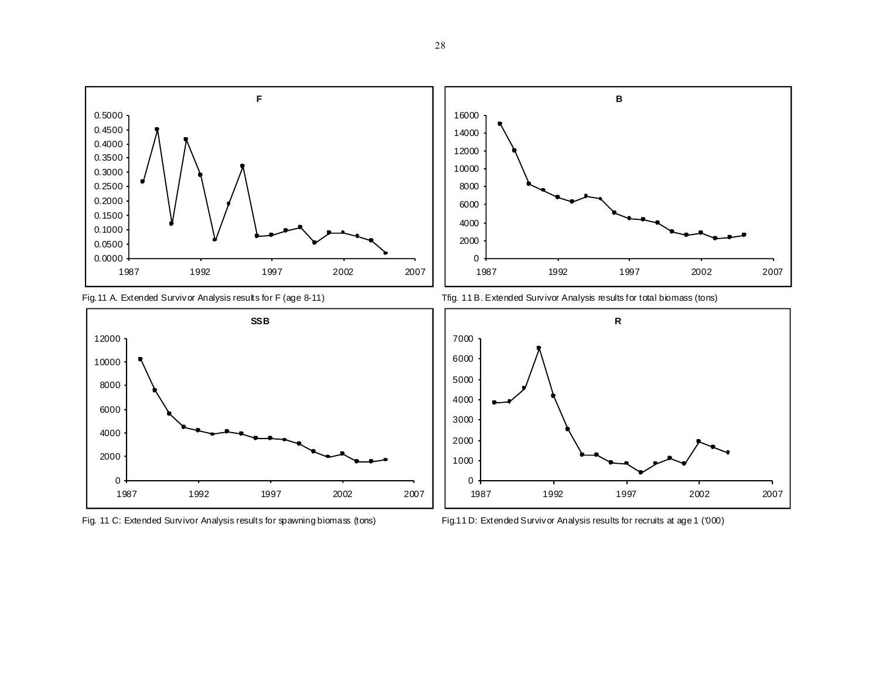F

0.5000
0.4500
0.4000
0.3500
0.3000
0.2500
0.2000
0.1500
0.1000
0.0500
0.0000

1987 1992 1997 2002 2007

Fig.11 A. Extended Survivor Analysis results for F (age 8-11)

B

16000
14000
12000
10000
8000
6000
4000
2000
0

1987 1992 1997 2002 2007

Tfig. 11 B. Extended Survivor Analysis results for total biomass (tons)

SSB

12000
10000
8000
6000
4000
2000
0

1987 1992 1997 2002 2007

Fig. 11 C: Extended Survivor Analysis results for spawning biomass (tons)

R

7000
6000
5000
4000
3000
2000
1000
0

1987 1992 1997 2002 2007

Fig.11 D: Extended Survivor Analysis results for recruits at age 1 ('000)